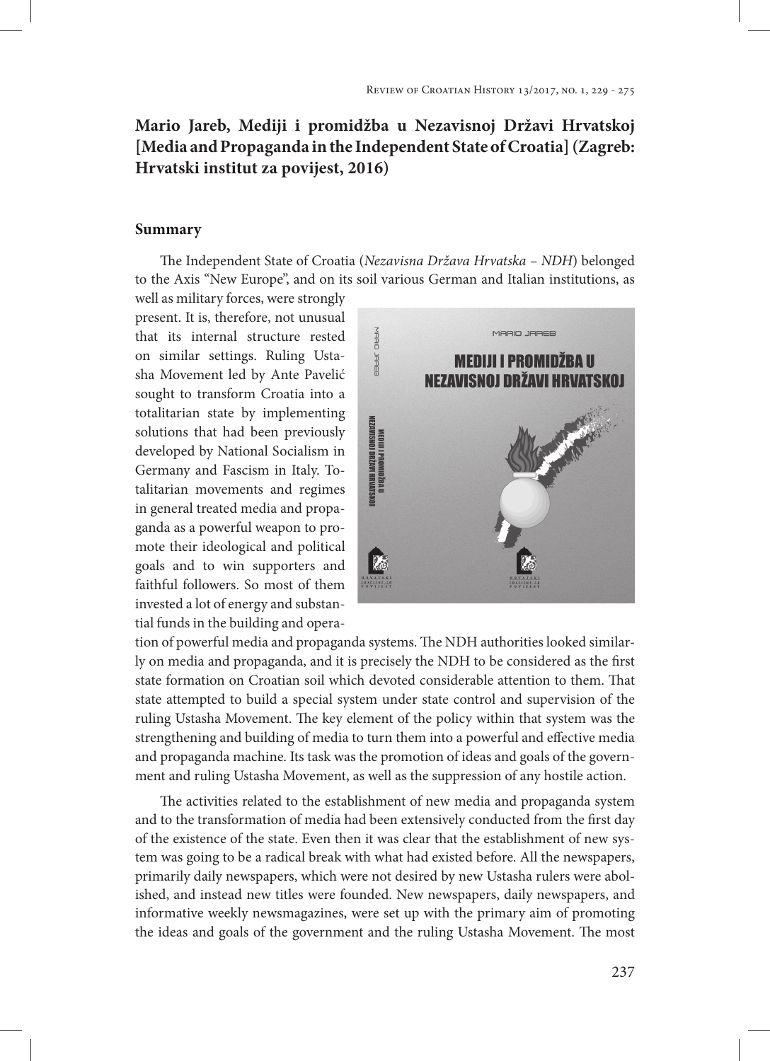# Mario Jareb, Mediji i promidžba u Nezavisnoj Državi Hrvatskoj [Media and Propaganda in the Independent State of Croatia] (Zagreb: Hrvatski institut za povijest, 2016)

## Summary

The Independent State of Croatia (*Nezavisna Država Hrvatska – NDH*) belonged to the Axis "New Europe", and on its soil various German and Italian institutions, as well as military forces, were strongly present. It is, therefore, not unusual that its internal structure rested on similar settings. Ruling Ustasha Movement led by Ante Pavelić sought to transform Croatia into a totalitarian state by implementing solutions that had been previously developed by National Socialism in Germany and Fascism in Italy. Totalitarian movements and regimes in general treated media and propaganda as a powerful weapon to promote their ideological and political goals and to win supporters and faithful followers. So most of them invested a lot of energy and substantial funds in the building and operation of powerful media and propaganda systems. The NDH authorities looked similarly on media and propaganda, and it is precisely the NDH to be considered as the first state formation on Croatian soil which devoted considerable attention to them. That state attempted to build a special system under state control and supervision of the ruling Ustasha Movement. The key element of the policy within that system was the strengthening and building of media to turn them into a powerful and effective media and propaganda machine. Its task was the promotion of ideas and goals of the government and ruling Ustasha Movement, as well as the suppression of any hostile action.

The activities related to the establishment of new media and propaganda system and to the transformation of media had been extensively conducted from the first day of the existence of the state. Even then it was clear that the establishment of new system was going to be a radical break with what had existed before. All the newspapers, primarily daily newspapers, which were not desired by new Ustasha rulers were abolished, and instead new titles were founded. New newspapers, daily newspapers, and informative weekly newsmagazines, were set up with the primary aim of promoting the ideas and goals of the government and the ruling Ustasha Movement. The most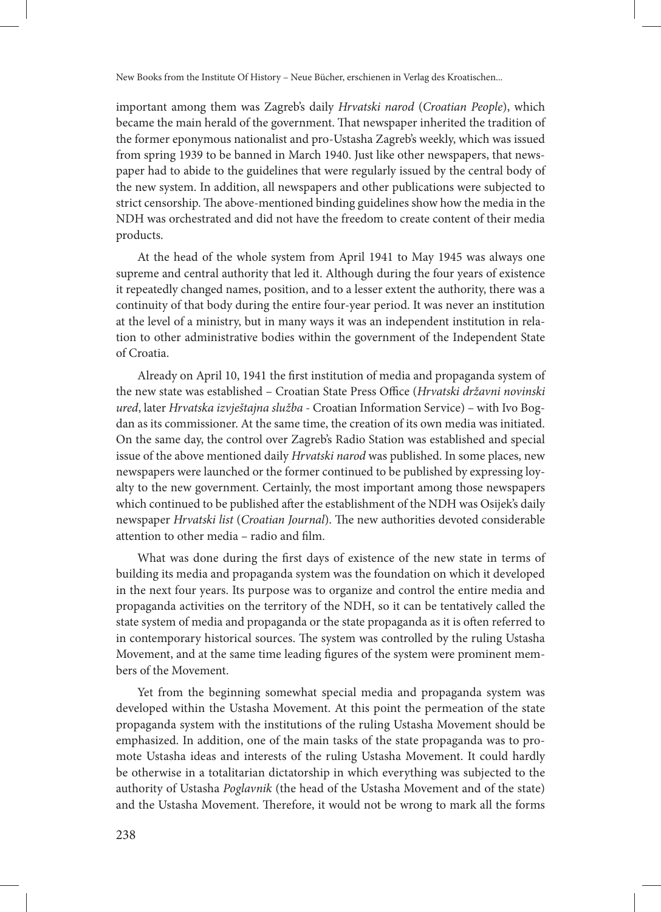important among them was Zagreb's daily *Hrvatski narod* (*Croatian People*), which became the main herald of the government. That newspaper inherited the tradition of the former eponymous nationalist and pro-Ustasha Zagreb's weekly, which was issued from spring 1939 to be banned in March 1940. Just like other newspapers, that newspaper had to abide to the guidelines that were regularly issued by the central body of the new system. In addition, all newspapers and other publications were subjected to strict censorship. The above-mentioned binding guidelines show how the media in the NDH was orchestrated and did not have the freedom to create content of their media products.

At the head of the whole system from April 1941 to May 1945 was always one supreme and central authority that led it. Although during the four years of existence it repeatedly changed names, position, and to a lesser extent the authority, there was a continuity of that body during the entire four-year period. It was never an institution at the level of a ministry, but in many ways it was an independent institution in relation to other administrative bodies within the government of the Independent State of Croatia.

Already on April 10, 1941 the first institution of media and propaganda system of the new state was established – Croatian State Press Office (*Hrvatski državni novinski ured*, later *Hrvatska izvještajna služba* - Croatian Information Service) – with Ivo Bogdan as its commissioner. At the same time, the creation of its own media was initiated. On the same day, the control over Zagreb's Radio Station was established and special issue of the above mentioned daily *Hrvatski narod* was published. In some places, new newspapers were launched or the former continued to be published by expressing loyalty to the new government. Certainly, the most important among those newspapers which continued to be published after the establishment of the NDH was Osijek's daily newspaper *Hrvatski list* (*Croatian Journal*). The new authorities devoted considerable attention to other media – radio and film.

What was done during the first days of existence of the new state in terms of building its media and propaganda system was the foundation on which it developed in the next four years. Its purpose was to organize and control the entire media and propaganda activities on the territory of the NDH, so it can be tentatively called the state system of media and propaganda or the state propaganda as it is often referred to in contemporary historical sources. The system was controlled by the ruling Ustasha Movement, and at the same time leading figures of the system were prominent members of the Movement.

Yet from the beginning somewhat special media and propaganda system was developed within the Ustasha Movement. At this point the permeation of the state propaganda system with the institutions of the ruling Ustasha Movement should be emphasized. In addition, one of the main tasks of the state propaganda was to promote Ustasha ideas and interests of the ruling Ustasha Movement. It could hardly be otherwise in a totalitarian dictatorship in which everything was subjected to the authority of Ustasha *Poglavnik* (the head of the Ustasha Movement and of the state) and the Ustasha Movement. Therefore, it would not be wrong to mark all the forms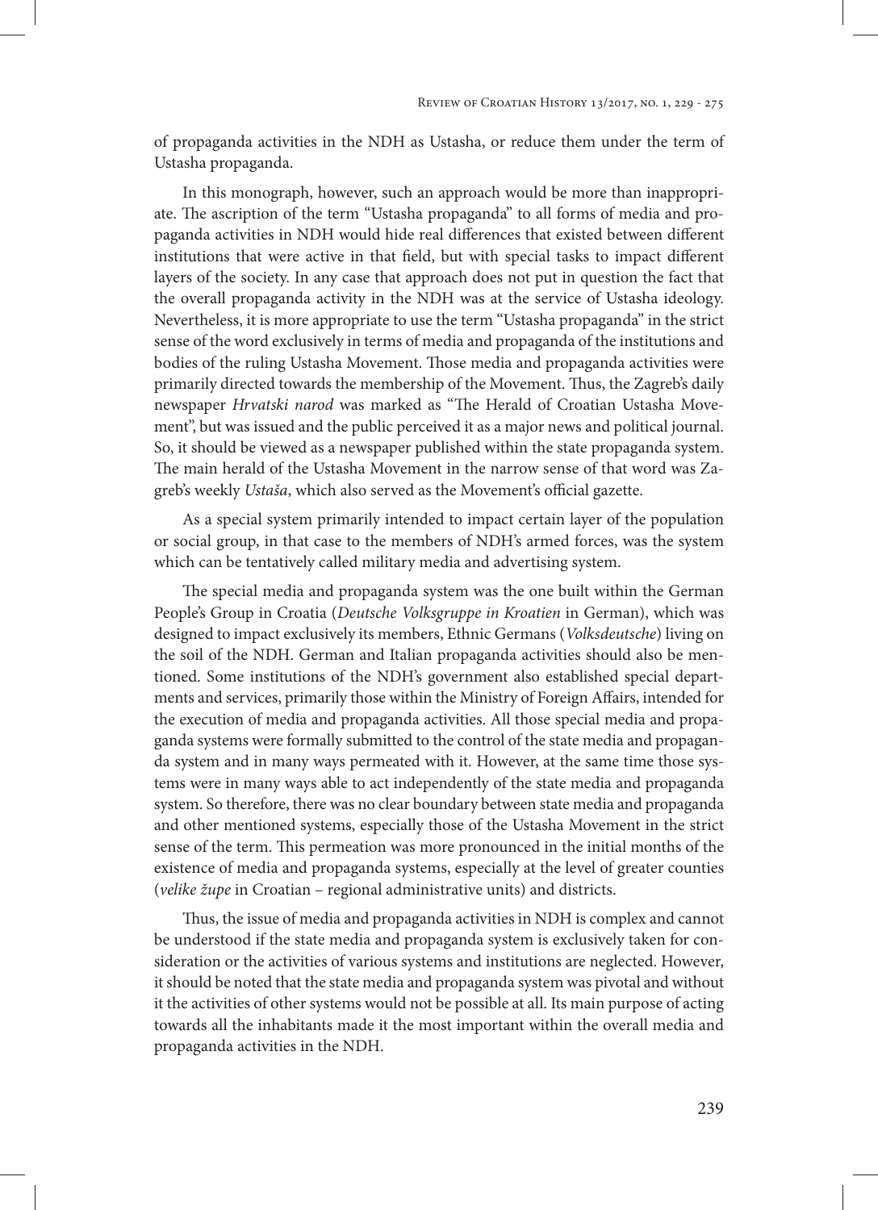of propaganda activities in the NDH as Ustasha, or reduce them under the term of Ustasha propaganda.

In this monograph, however, such an approach would be more than inappropriate. The ascription of the term "Ustasha propaganda" to all forms of media and propaganda activities in NDH would hide real differences that existed between different institutions that were active in that field, but with special tasks to impact different layers of the society. In any case that approach does not put in question the fact that the overall propaganda activity in the NDH was at the service of Ustasha ideology. Nevertheless, it is more appropriate to use the term "Ustasha propaganda" in the strict sense of the word exclusively in terms of media and propaganda of the institutions and bodies of the ruling Ustasha Movement. Those media and propaganda activities were primarily directed towards the membership of the Movement. Thus, the Zagreb's daily newspaper *Hrvatski narod* was marked as "The Herald of Croatian Ustasha Movement", but was issued and the public perceived it as a major news and political journal. So, it should be viewed as a newspaper published within the state propaganda system. The main herald of the Ustasha Movement in the narrow sense of that word was Zagreb's weekly *Ustaša*, which also served as the Movement's official gazette.

As a special system primarily intended to impact certain layer of the population or social group, in that case to the members of NDH's armed forces, was the system which can be tentatively called military media and advertising system.

The special media and propaganda system was the one built within the German People's Group in Croatia (*Deutsche Volksgruppe in Kroatien* in German), which was designed to impact exclusively its members, Ethnic Germans (*Volksdeutsche*) living on the soil of the NDH. German and Italian propaganda activities should also be mentioned. Some institutions of the NDH's government also established special departments and services, primarily those within the Ministry of Foreign Affairs, intended for the execution of media and propaganda activities. All those special media and propaganda systems were formally submitted to the control of the state media and propaganda system and in many ways permeated with it. However, at the same time those systems were in many ways able to act independently of the state media and propaganda system. So therefore, there was no clear boundary between state media and propaganda and other mentioned systems, especially those of the Ustasha Movement in the strict sense of the term. This permeation was more pronounced in the initial months of the existence of media and propaganda systems, especially at the level of greater counties (*velike župe* in Croatian – regional administrative units) and districts.

Thus, the issue of media and propaganda activities in NDH is complex and cannot be understood if the state media and propaganda system is exclusively taken for consideration or the activities of various systems and institutions are neglected. However, it should be noted that the state media and propaganda system was pivotal and without it the activities of other systems would not be possible at all. Its main purpose of acting towards all the inhabitants made it the most important within the overall media and propaganda activities in the NDH.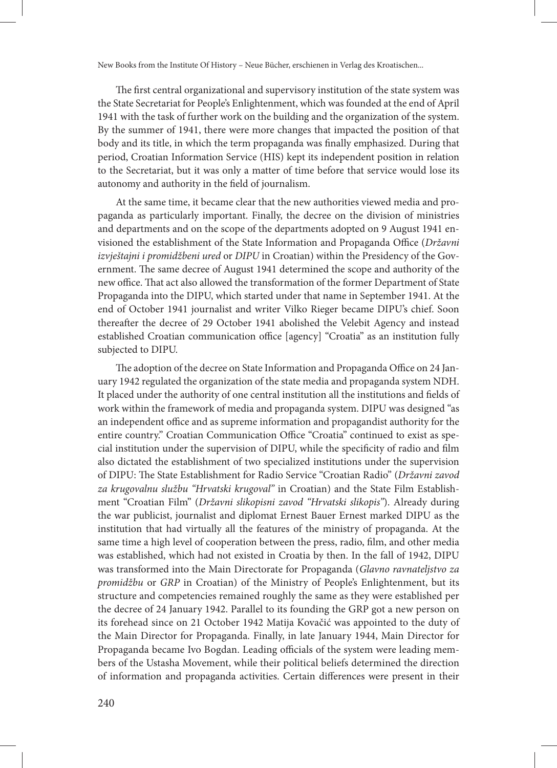The first central organizational and supervisory institution of the state system was the State Secretariat for People's Enlightenment, which was founded at the end of April 1941 with the task of further work on the building and the organization of the system. By the summer of 1941, there were more changes that impacted the position of that body and its title, in which the term propaganda was finally emphasized. During that period, Croatian Information Service (HIS) kept its independent position in relation to the Secretariat, but it was only a matter of time before that service would lose its autonomy and authority in the field of journalism.

At the same time, it became clear that the new authorities viewed media and propaganda as particularly important. Finally, the decree on the division of ministries and departments and on the scope of the departments adopted on 9 August 1941 envisioned the establishment of the State Information and Propaganda Office (*Državni izvještajni i promidžbeni ured* or *DIPU* in Croatian) within the Presidency of the Government. The same decree of August 1941 determined the scope and authority of the new office. That act also allowed the transformation of the former Department of State Propaganda into the DIPU, which started under that name in September 1941. At the end of October 1941 journalist and writer Vilko Rieger became DIPU's chief. Soon thereafter the decree of 29 October 1941 abolished the Velebit Agency and instead established Croatian communication office [agency] "Croatia" as an institution fully subjected to DIPU.

The adoption of the decree on State Information and Propaganda Office on 24 January 1942 regulated the organization of the state media and propaganda system NDH. It placed under the authority of one central institution all the institutions and fields of work within the framework of media and propaganda system. DIPU was designed "as an independent office and as supreme information and propagandist authority for the entire country." Croatian Communication Office "Croatia" continued to exist as special institution under the supervision of DIPU, while the specificity of radio and film also dictated the establishment of two specialized institutions under the supervision of DIPU: The State Establishment for Radio Service "Croatian Radio" (*Državni zavod za krugovalnu službu "Hrvatski krugoval"* in Croatian) and the State Film Establishment "Croatian Film" (*Državni slikopisni zavod "Hrvatski slikopis"*). Already during the war publicist, journalist and diplomat Ernest Bauer Ernest marked DIPU as the institution that had virtually all the features of the ministry of propaganda. At the same time a high level of cooperation between the press, radio, film, and other media was established, which had not existed in Croatia by then. In the fall of 1942, DIPU was transformed into the Main Directorate for Propaganda (*Glavno ravnateljstvo za promidžbu* or *GRP* in Croatian) of the Ministry of People's Enlightenment, but its structure and competencies remained roughly the same as they were established per the decree of 24 January 1942. Parallel to its founding the GRP got a new person on its forehead since on 21 October 1942 Matija Kovačić was appointed to the duty of the Main Director for Propaganda. Finally, in late January 1944, Main Director for Propaganda became Ivo Bogdan. Leading officials of the system were leading members of the Ustasha Movement, while their political beliefs determined the direction of information and propaganda activities. Certain differences were present in their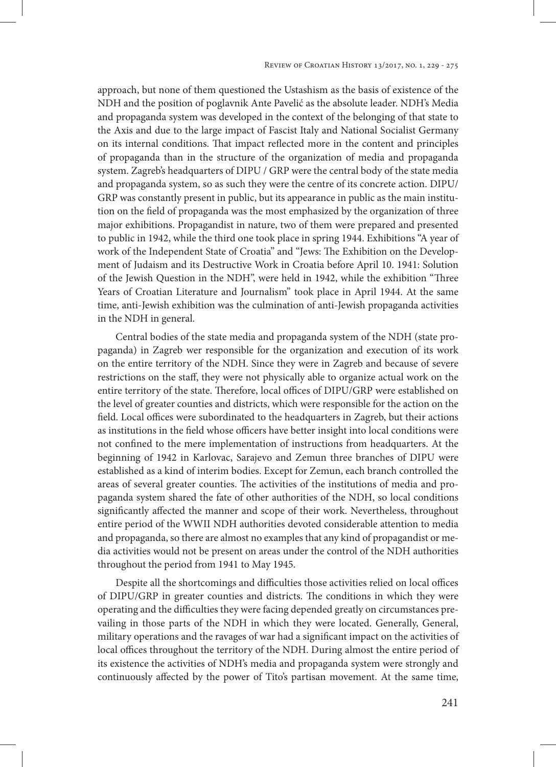approach, but none of them questioned the Ustashism as the basis of existence of the NDH and the position of poglavnik Ante Pavelić as the absolute leader. NDH's Media and propaganda system was developed in the context of the belonging of that state to the Axis and due to the large impact of Fascist Italy and National Socialist Germany on its internal conditions. That impact reflected more in the content and principles of propaganda than in the structure of the organization of media and propaganda system. Zagreb's headquarters of DIPU / GRP were the central body of the state media and propaganda system, so as such they were the centre of its concrete action. DIPU/GRP was constantly present in public, but its appearance in public as the main institution on the field of propaganda was the most emphasized by the organization of three major exhibitions. Propagandist in nature, two of them were prepared and presented to public in 1942, while the third one took place in spring 1944. Exhibitions "A year of work of the Independent State of Croatia" and "Jews: The Exhibition on the Development of Judaism and its Destructive Work in Croatia before April 10. 1941: Solution of the Jewish Question in the NDH", were held in 1942, while the exhibition "Three Years of Croatian Literature and Journalism" took place in April 1944. At the same time, anti-Jewish exhibition was the culmination of anti-Jewish propaganda activities in the NDH in general.

Central bodies of the state media and propaganda system of the NDH (state propaganda) in Zagreb wer responsible for the organization and execution of its work on the entire territory of the NDH. Since they were in Zagreb and because of severe restrictions on the staff, they were not physically able to organize actual work on the entire territory of the state. Therefore, local offices of DIPU/GRP were established on the level of greater counties and districts, which were responsible for the action on the field. Local offices were subordinated to the headquarters in Zagreb, but their actions as institutions in the field whose officers have better insight into local conditions were not confined to the mere implementation of instructions from headquarters. At the beginning of 1942 in Karlovac, Sarajevo and Zemun three branches of DIPU were established as a kind of interim bodies. Except for Zemun, each branch controlled the areas of several greater counties. The activities of the institutions of media and propaganda system shared the fate of other authorities of the NDH, so local conditions significantly affected the manner and scope of their work. Nevertheless, throughout entire period of the WWII NDH authorities devoted considerable attention to media and propaganda, so there are almost no examples that any kind of propagandist or media activities would not be present on areas under the control of the NDH authorities throughout the period from 1941 to May 1945.

Despite all the shortcomings and difficulties those activities relied on local offices of DIPU/GRP in greater counties and districts. The conditions in which they were operating and the difficulties they were facing depended greatly on circumstances prevailing in those parts of the NDH in which they were located. Generally, General, military operations and the ravages of war had a significant impact on the activities of local offices throughout the territory of the NDH. During almost the entire period of its existence the activities of NDH's media and propaganda system were strongly and continuously affected by the power of Tito's partisan movement. At the same time,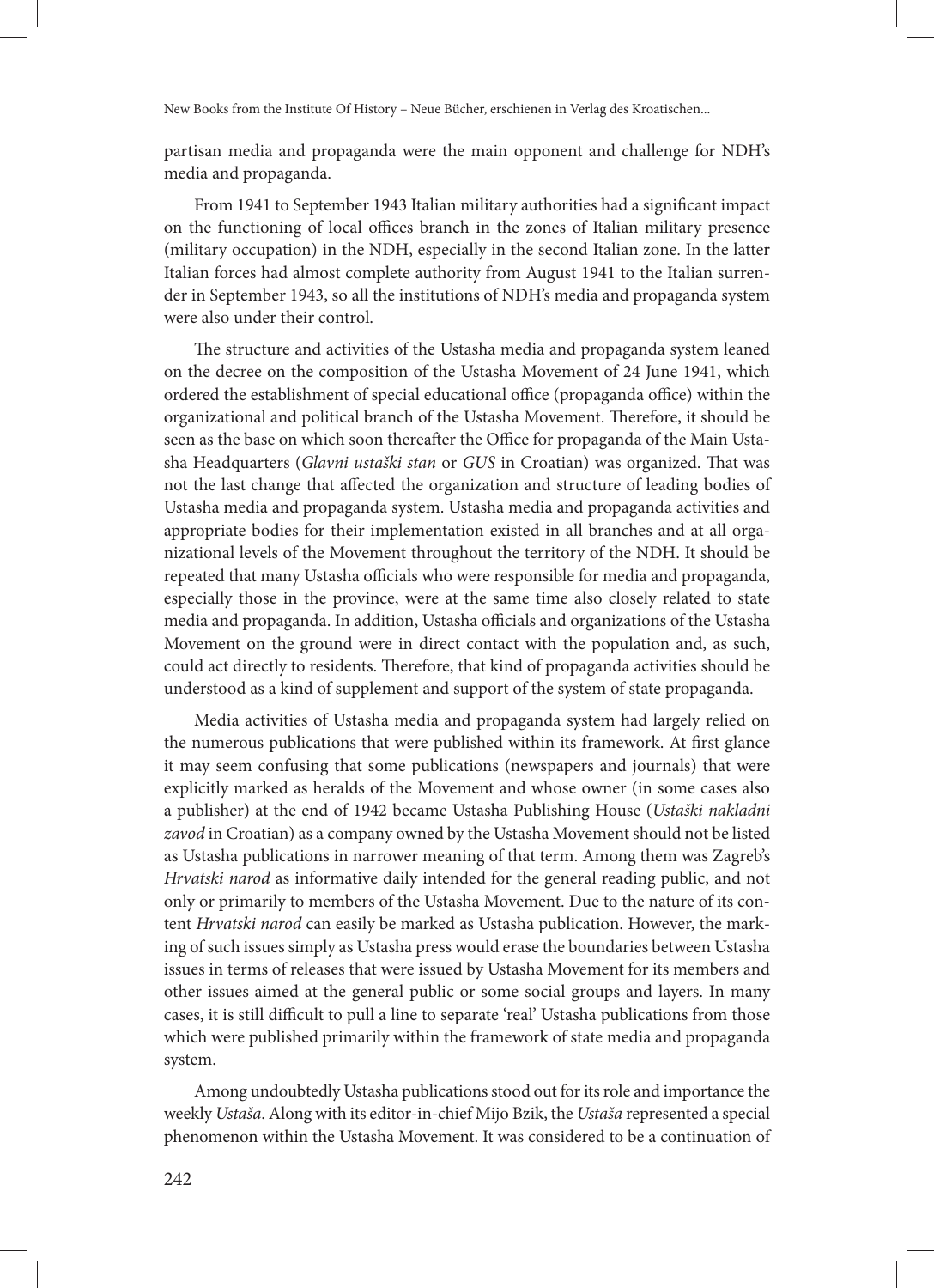partisan media and propaganda were the main opponent and challenge for NDH's media and propaganda.

From 1941 to September 1943 Italian military authorities had a significant impact on the functioning of local offices branch in the zones of Italian military presence (military occupation) in the NDH, especially in the second Italian zone. In the latter Italian forces had almost complete authority from August 1941 to the Italian surrender in September 1943, so all the institutions of NDH's media and propaganda system were also under their control.

The structure and activities of the Ustasha media and propaganda system leaned on the decree on the composition of the Ustasha Movement of 24 June 1941, which ordered the establishment of special educational office (propaganda office) within the organizational and political branch of the Ustasha Movement. Therefore, it should be seen as the base on which soon thereafter the Office for propaganda of the Main Ustasha Headquarters (*Glavni ustaški stan* or *GUS* in Croatian) was organized. That was not the last change that affected the organization and structure of leading bodies of Ustasha media and propaganda system. Ustasha media and propaganda activities and appropriate bodies for their implementation existed in all branches and at all organizational levels of the Movement throughout the territory of the NDH. It should be repeated that many Ustasha officials who were responsible for media and propaganda, especially those in the province, were at the same time also closely related to state media and propaganda. In addition, Ustasha officials and organizations of the Ustasha Movement on the ground were in direct contact with the population and, as such, could act directly to residents. Therefore, that kind of propaganda activities should be understood as a kind of supplement and support of the system of state propaganda.

Media activities of Ustasha media and propaganda system had largely relied on the numerous publications that were published within its framework. At first glance it may seem confusing that some publications (newspapers and journals) that were explicitly marked as heralds of the Movement and whose owner (in some cases also a publisher) at the end of 1942 became Ustasha Publishing House (*Ustaški nakladni zavod* in Croatian) as a company owned by the Ustasha Movement should not be listed as Ustasha publications in narrower meaning of that term. Among them was Zagreb's *Hrvatski narod* as informative daily intended for the general reading public, and not only or primarily to members of the Ustasha Movement. Due to the nature of its content *Hrvatski narod* can easily be marked as Ustasha publication. However, the marking of such issues simply as Ustasha press would erase the boundaries between Ustasha issues in terms of releases that were issued by Ustasha Movement for its members and other issues aimed at the general public or some social groups and layers. In many cases, it is still difficult to pull a line to separate 'real' Ustasha publications from those which were published primarily within the framework of state media and propaganda system.

Among undoubtedly Ustasha publications stood out for its role and importance the weekly *Ustaša*. Along with its editor-in-chief Mijo Bzik, the *Ustaša* represented a special phenomenon within the Ustasha Movement. It was considered to be a continuation of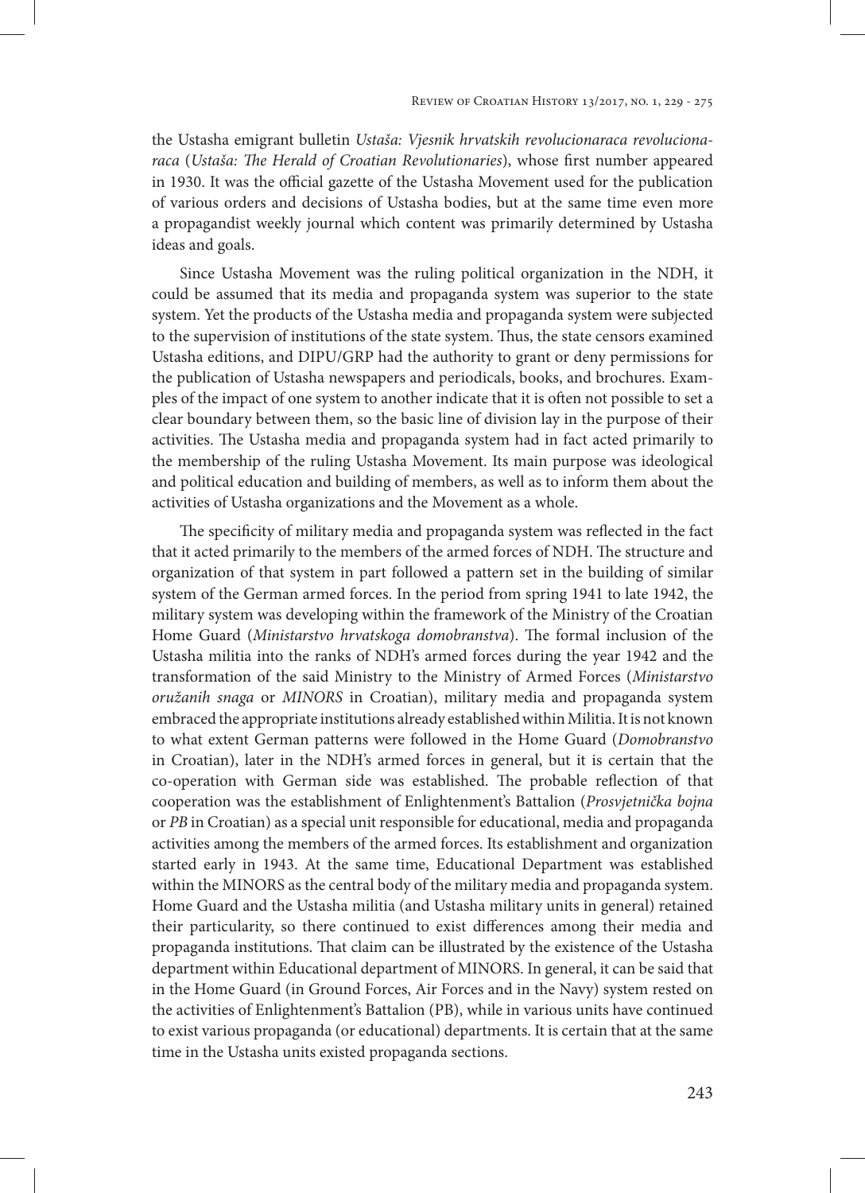the Ustasha emigrant bulletin *Ustaša: Vjesnik hrvatskih revolucionaraca revolucionaraca* (*Ustaša: The Herald of Croatian Revolutionaries*), whose first number appeared in 1930. It was the official gazette of the Ustasha Movement used for the publication of various orders and decisions of Ustasha bodies, but at the same time even more a propagandist weekly journal which content was primarily determined by Ustasha ideas and goals.

Since Ustasha Movement was the ruling political organization in the NDH, it could be assumed that its media and propaganda system was superior to the state system. Yet the products of the Ustasha media and propaganda system were subjected to the supervision of institutions of the state system. Thus, the state censors examined Ustasha editions, and DIPU/GRP had the authority to grant or deny permissions for the publication of Ustasha newspapers and periodicals, books, and brochures. Examples of the impact of one system to another indicate that it is often not possible to set a clear boundary between them, so the basic line of division lay in the purpose of their activities. The Ustasha media and propaganda system had in fact acted primarily to the membership of the ruling Ustasha Movement. Its main purpose was ideological and political education and building of members, as well as to inform them about the activities of Ustasha organizations and the Movement as a whole.

The specificity of military media and propaganda system was reflected in the fact that it acted primarily to the members of the armed forces of NDH. The structure and organization of that system in part followed a pattern set in the building of similar system of the German armed forces. In the period from spring 1941 to late 1942, the military system was developing within the framework of the Ministry of the Croatian Home Guard (*Ministarstvo hrvatskoga domobranstva*). The formal inclusion of the Ustasha militia into the ranks of NDH's armed forces during the year 1942 and the transformation of the said Ministry to the Ministry of Armed Forces (*Ministarstvo oružanih snaga* or *MINORS* in Croatian), military media and propaganda system embraced the appropriate institutions already established within Militia. It is not known to what extent German patterns were followed in the Home Guard (*Domobranstvo* in Croatian), later in the NDH's armed forces in general, but it is certain that the co-operation with German side was established. The probable reflection of that cooperation was the establishment of Enlightenment's Battalion (*Prosvjetnička bojna* or *PB* in Croatian) as a special unit responsible for educational, media and propaganda activities among the members of the armed forces. Its establishment and organization started early in 1943. At the same time, Educational Department was established within the MINORS as the central body of the military media and propaganda system. Home Guard and the Ustasha militia (and Ustasha military units in general) retained their particularity, so there continued to exist differences among their media and propaganda institutions. That claim can be illustrated by the existence of the Ustasha department within Educational department of MINORS. In general, it can be said that in the Home Guard (in Ground Forces, Air Forces and in the Navy) system rested on the activities of Enlightenment's Battalion (PB), while in various units have continued to exist various propaganda (or educational) departments. It is certain that at the same time in the Ustasha units existed propaganda sections.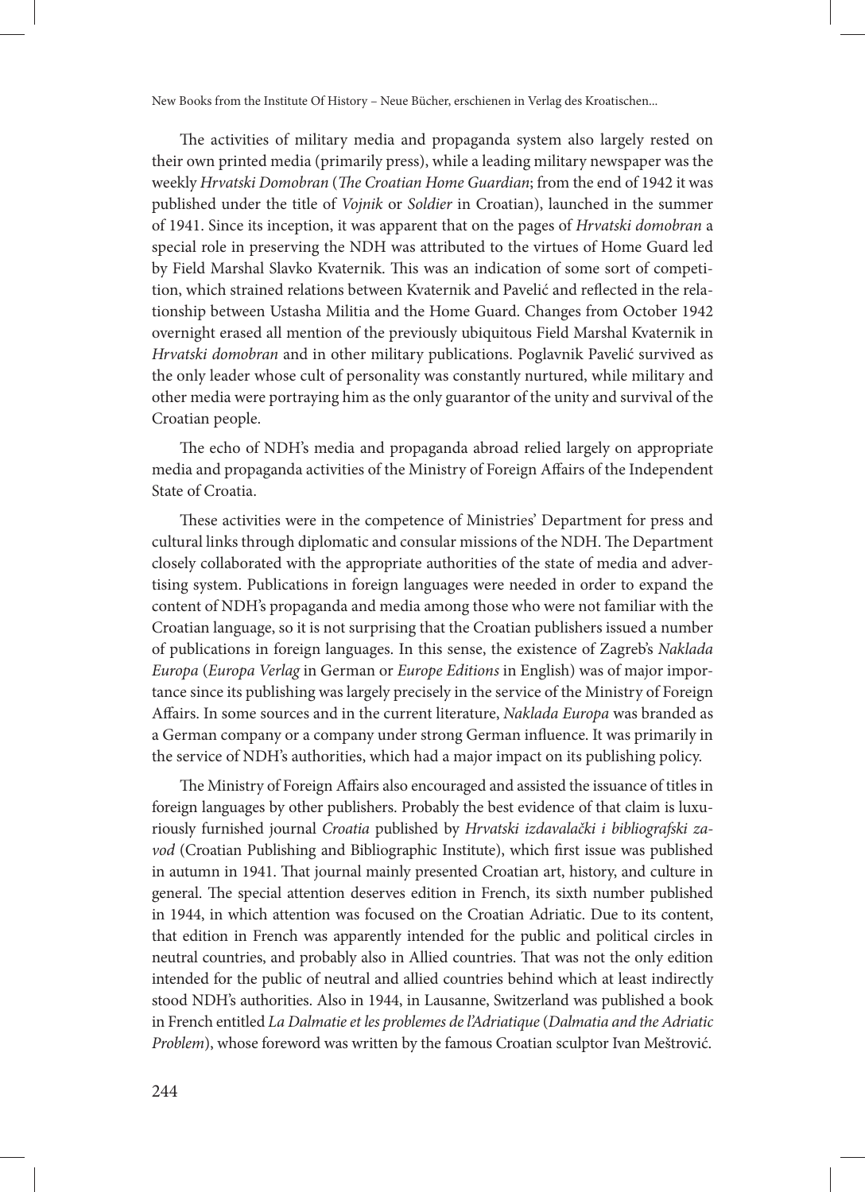The activities of military media and propaganda system also largely rested on their own printed media (primarily press), while a leading military newspaper was the weekly *Hrvatski Domobran* (*The Croatian Home Guardian*; from the end of 1942 it was published under the title of *Vojnik* or *Soldier* in Croatian), launched in the summer of 1941. Since its inception, it was apparent that on the pages of *Hrvatski domobran* a special role in preserving the NDH was attributed to the virtues of Home Guard led by Field Marshal Slavko Kvaternik. This was an indication of some sort of competition, which strained relations between Kvaternik and Pavelić and reflected in the relationship between Ustasha Militia and the Home Guard. Changes from October 1942 overnight erased all mention of the previously ubiquitous Field Marshal Kvaternik in *Hrvatski domobran* and in other military publications. Poglavnik Pavelić survived as the only leader whose cult of personality was constantly nurtured, while military and other media were portraying him as the only guarantor of the unity and survival of the Croatian people.

The echo of NDH's media and propaganda abroad relied largely on appropriate media and propaganda activities of the Ministry of Foreign Affairs of the Independent State of Croatia.

These activities were in the competence of Ministries' Department for press and cultural links through diplomatic and consular missions of the NDH. The Department closely collaborated with the appropriate authorities of the state of media and advertising system. Publications in foreign languages were needed in order to expand the content of NDH's propaganda and media among those who were not familiar with the Croatian language, so it is not surprising that the Croatian publishers issued a number of publications in foreign languages. In this sense, the existence of Zagreb's *Naklada Europa* (*Europa Verlag* in German or *Europe Editions* in English) was of major importance since its publishing was largely precisely in the service of the Ministry of Foreign Affairs. In some sources and in the current literature, *Naklada Europa* was branded as a German company or a company under strong German influence. It was primarily in the service of NDH's authorities, which had a major impact on its publishing policy.

The Ministry of Foreign Affairs also encouraged and assisted the issuance of titles in foreign languages by other publishers. Probably the best evidence of that claim is luxuriously furnished journal *Croatia* published by *Hrvatski izdavalački i bibliografski zavod* (Croatian Publishing and Bibliographic Institute), which first issue was published in autumn in 1941. That journal mainly presented Croatian art, history, and culture in general. The special attention deserves edition in French, its sixth number published in 1944, in which attention was focused on the Croatian Adriatic. Due to its content, that edition in French was apparently intended for the public and political circles in neutral countries, and probably also in Allied countries. That was not the only edition intended for the public of neutral and allied countries behind which at least indirectly stood NDH's authorities. Also in 1944, in Lausanne, Switzerland was published a book in French entitled *La Dalmatie et les problemes de l'Adriatique* (*Dalmatia and the Adriatic Problem*), whose foreword was written by the famous Croatian sculptor Ivan Meštrović.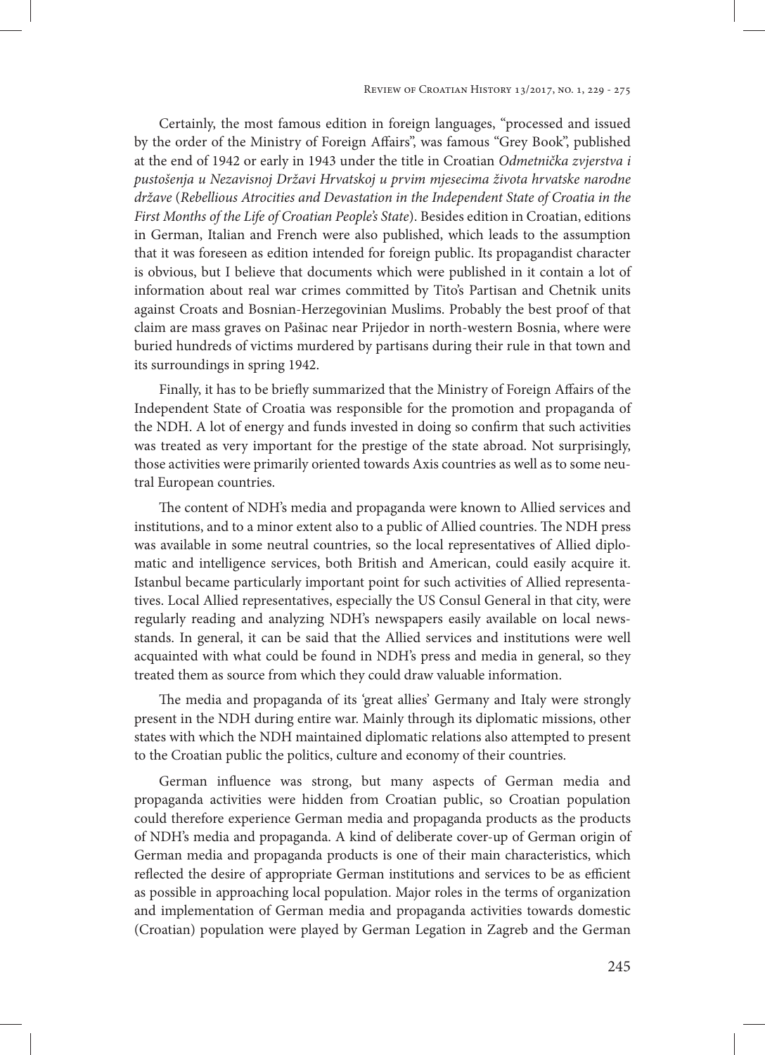Certainly, the most famous edition in foreign languages, "processed and issued by the order of the Ministry of Foreign Affairs", was famous "Grey Book", published at the end of 1942 or early in 1943 under the title in Croatian *Odmetnička zvjerstva i pustošenja u Nezavisnoj Državi Hrvatskoj u prvim mjesecima života hrvatske narodne države* (*Rebellious Atrocities and Devastation in the Independent State of Croatia in the First Months of the Life of Croatian People's State*). Besides edition in Croatian, editions in German, Italian and French were also published, which leads to the assumption that it was foreseen as edition intended for foreign public. Its propagandist character is obvious, but I believe that documents which were published in it contain a lot of information about real war crimes committed by Tito's Partisan and Chetnik units against Croats and Bosnian-Herzegovinian Muslims. Probably the best proof of that claim are mass graves on Pašinac near Prijedor in north-western Bosnia, where were buried hundreds of victims murdered by partisans during their rule in that town and its surroundings in spring 1942.

Finally, it has to be briefly summarized that the Ministry of Foreign Affairs of the Independent State of Croatia was responsible for the promotion and propaganda of the NDH. A lot of energy and funds invested in doing so confirm that such activities was treated as very important for the prestige of the state abroad. Not surprisingly, those activities were primarily oriented towards Axis countries as well as to some neutral European countries.

The content of NDH's media and propaganda were known to Allied services and institutions, and to a minor extent also to a public of Allied countries. The NDH press was available in some neutral countries, so the local representatives of Allied diplomatic and intelligence services, both British and American, could easily acquire it. Istanbul became particularly important point for such activities of Allied representatives. Local Allied representatives, especially the US Consul General in that city, were regularly reading and analyzing NDH's newspapers easily available on local newsstands. In general, it can be said that the Allied services and institutions were well acquainted with what could be found in NDH's press and media in general, so they treated them as source from which they could draw valuable information.

The media and propaganda of its 'great allies' Germany and Italy were strongly present in the NDH during entire war. Mainly through its diplomatic missions, other states with which the NDH maintained diplomatic relations also attempted to present to the Croatian public the politics, culture and economy of their countries.

German influence was strong, but many aspects of German media and propaganda activities were hidden from Croatian public, so Croatian population could therefore experience German media and propaganda products as the products of NDH's media and propaganda. A kind of deliberate cover-up of German origin of German media and propaganda products is one of their main characteristics, which reflected the desire of appropriate German institutions and services to be as efficient as possible in approaching local population. Major roles in the terms of organization and implementation of German media and propaganda activities towards domestic (Croatian) population were played by German Legation in Zagreb and the German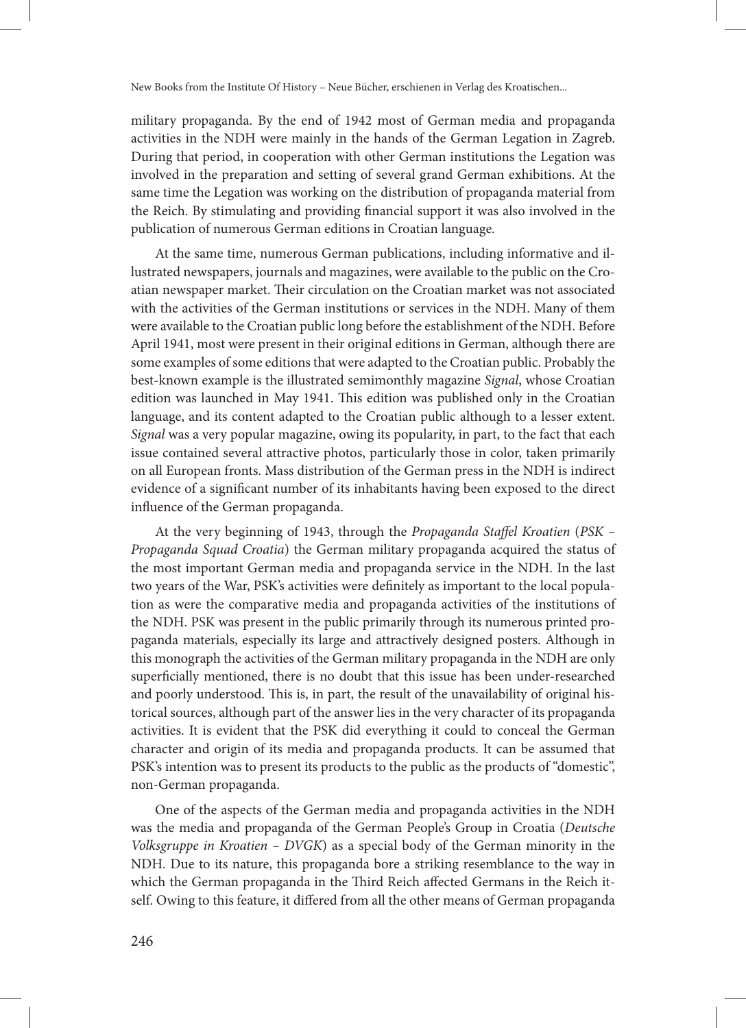military propaganda. By the end of 1942 most of German media and propaganda activities in the NDH were mainly in the hands of the German Legation in Zagreb. During that period, in cooperation with other German institutions the Legation was involved in the preparation and setting of several grand German exhibitions. At the same time the Legation was working on the distribution of propaganda material from the Reich. By stimulating and providing financial support it was also involved in the publication of numerous German editions in Croatian language.

At the same time, numerous German publications, including informative and illustrated newspapers, journals and magazines, were available to the public on the Croatian newspaper market. Their circulation on the Croatian market was not associated with the activities of the German institutions or services in the NDH. Many of them were available to the Croatian public long before the establishment of the NDH. Before April 1941, most were present in their original editions in German, although there are some examples of some editions that were adapted to the Croatian public. Probably the best-known example is the illustrated semimonthly magazine *Signal*, whose Croatian edition was launched in May 1941. This edition was published only in the Croatian language, and its content adapted to the Croatian public although to a lesser extent. *Signal* was a very popular magazine, owing its popularity, in part, to the fact that each issue contained several attractive photos, particularly those in color, taken primarily on all European fronts. Mass distribution of the German press in the NDH is indirect evidence of a significant number of its inhabitants having been exposed to the direct influence of the German propaganda.

At the very beginning of 1943, through the *Propaganda Staffel Kroatien* (*PSK – Propaganda Squad Croatia*) the German military propaganda acquired the status of the most important German media and propaganda service in the NDH. In the last two years of the War, PSK's activities were definitely as important to the local population as were the comparative media and propaganda activities of the institutions of the NDH. PSK was present in the public primarily through its numerous printed propaganda materials, especially its large and attractively designed posters. Although in this monograph the activities of the German military propaganda in the NDH are only superficially mentioned, there is no doubt that this issue has been under-researched and poorly understood. This is, in part, the result of the unavailability of original historical sources, although part of the answer lies in the very character of its propaganda activities. It is evident that the PSK did everything it could to conceal the German character and origin of its media and propaganda products. It can be assumed that PSK's intention was to present its products to the public as the products of "domestic", non-German propaganda.

One of the aspects of the German media and propaganda activities in the NDH was the media and propaganda of the German People's Group in Croatia (*Deutsche Volksgruppe in Kroatien – DVGK*) as a special body of the German minority in the NDH. Due to its nature, this propaganda bore a striking resemblance to the way in which the German propaganda in the Third Reich affected Germans in the Reich itself. Owing to this feature, it differed from all the other means of German propaganda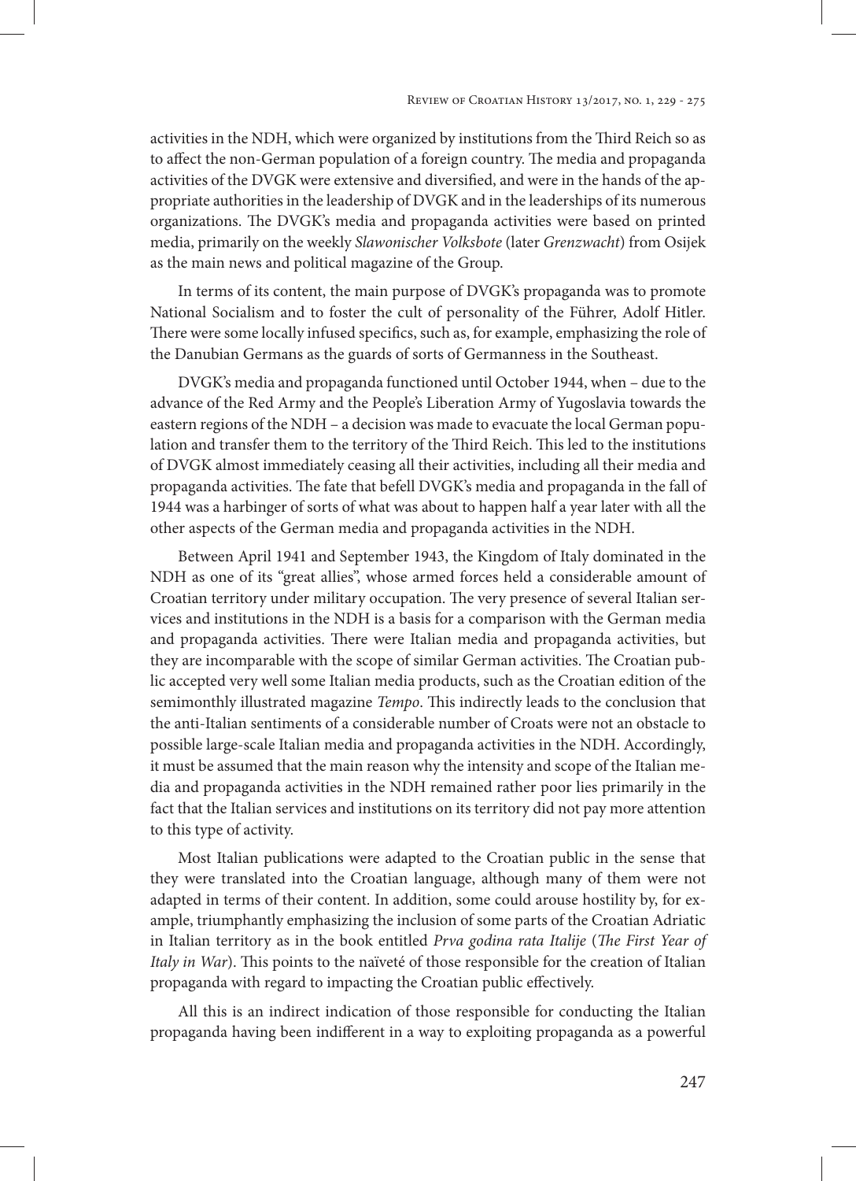activities in the NDH, which were organized by institutions from the Third Reich so as to affect the non-German population of a foreign country. The media and propaganda activities of the DVGK were extensive and diversified, and were in the hands of the appropriate authorities in the leadership of DVGK and in the leaderships of its numerous organizations. The DVGK's media and propaganda activities were based on printed media, primarily on the weekly *Slawonischer Volksbote* (later *Grenzwacht*) from Osijek as the main news and political magazine of the Group.

In terms of its content, the main purpose of DVGK's propaganda was to promote National Socialism and to foster the cult of personality of the Führer, Adolf Hitler. There were some locally infused specifics, such as, for example, emphasizing the role of the Danubian Germans as the guards of sorts of Germanness in the Southeast.

DVGK's media and propaganda functioned until October 1944, when – due to the advance of the Red Army and the People's Liberation Army of Yugoslavia towards the eastern regions of the NDH – a decision was made to evacuate the local German population and transfer them to the territory of the Third Reich. This led to the institutions of DVGK almost immediately ceasing all their activities, including all their media and propaganda activities. The fate that befell DVGK's media and propaganda in the fall of 1944 was a harbinger of sorts of what was about to happen half a year later with all the other aspects of the German media and propaganda activities in the NDH.

Between April 1941 and September 1943, the Kingdom of Italy dominated in the NDH as one of its "great allies", whose armed forces held a considerable amount of Croatian territory under military occupation. The very presence of several Italian services and institutions in the NDH is a basis for a comparison with the German media and propaganda activities. There were Italian media and propaganda activities, but they are incomparable with the scope of similar German activities. The Croatian public accepted very well some Italian media products, such as the Croatian edition of the semimonthly illustrated magazine *Tempo*. This indirectly leads to the conclusion that the anti-Italian sentiments of a considerable number of Croats were not an obstacle to possible large-scale Italian media and propaganda activities in the NDH. Accordingly, it must be assumed that the main reason why the intensity and scope of the Italian media and propaganda activities in the NDH remained rather poor lies primarily in the fact that the Italian services and institutions on its territory did not pay more attention to this type of activity.

Most Italian publications were adapted to the Croatian public in the sense that they were translated into the Croatian language, although many of them were not adapted in terms of their content. In addition, some could arouse hostility by, for example, triumphantly emphasizing the inclusion of some parts of the Croatian Adriatic in Italian territory as in the book entitled *Prva godina rata Italije* (*The First Year of Italy in War*). This points to the naïveté of those responsible for the creation of Italian propaganda with regard to impacting the Croatian public effectively.

All this is an indirect indication of those responsible for conducting the Italian propaganda having been indifferent in a way to exploiting propaganda as a powerful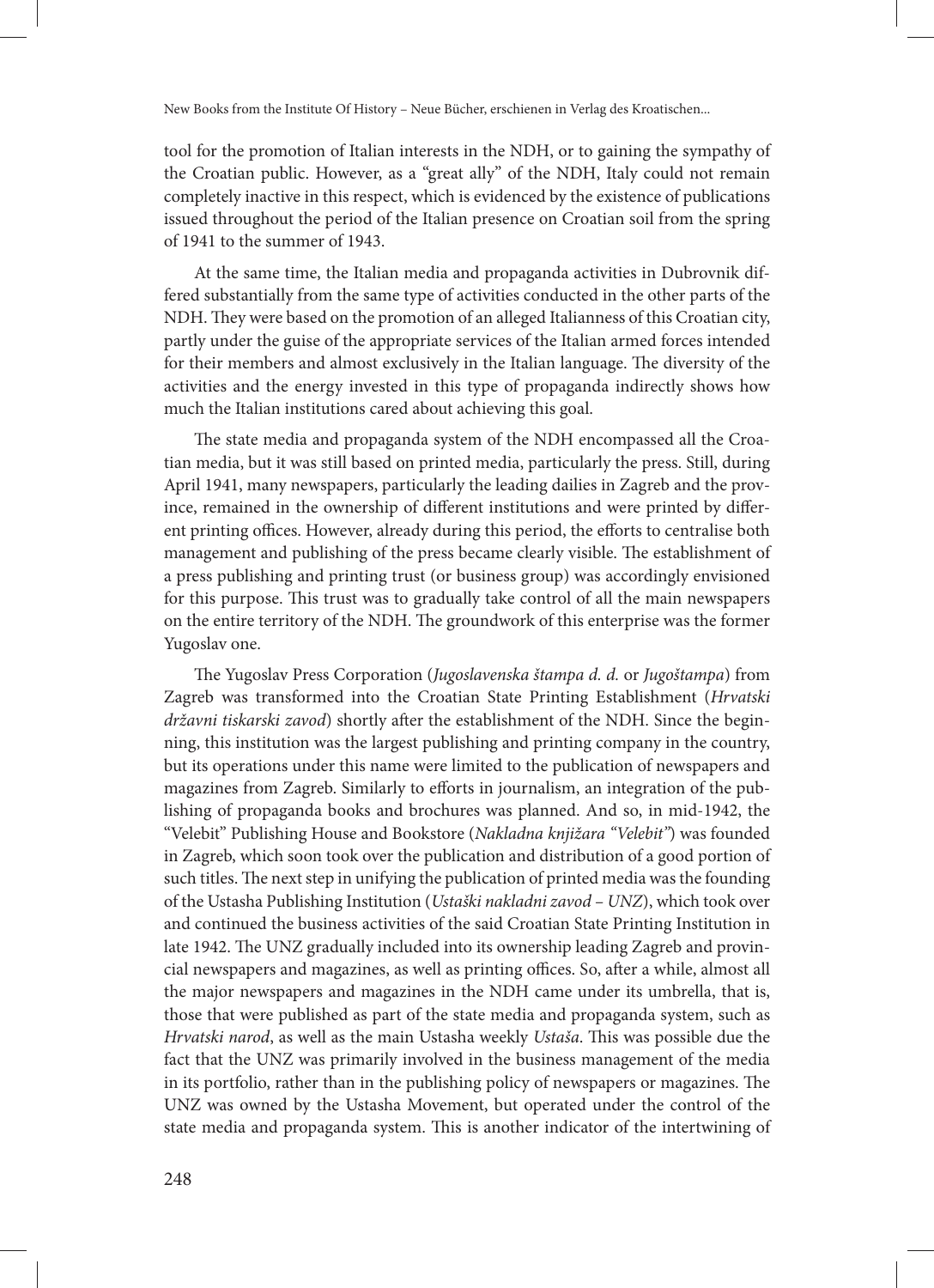tool for the promotion of Italian interests in the NDH, or to gaining the sympathy of the Croatian public. However, as a "great ally" of the NDH, Italy could not remain completely inactive in this respect, which is evidenced by the existence of publications issued throughout the period of the Italian presence on Croatian soil from the spring of 1941 to the summer of 1943.

At the same time, the Italian media and propaganda activities in Dubrovnik differed substantially from the same type of activities conducted in the other parts of the NDH. They were based on the promotion of an alleged Italianness of this Croatian city, partly under the guise of the appropriate services of the Italian armed forces intended for their members and almost exclusively in the Italian language. The diversity of the activities and the energy invested in this type of propaganda indirectly shows how much the Italian institutions cared about achieving this goal.

The state media and propaganda system of the NDH encompassed all the Croatian media, but it was still based on printed media, particularly the press. Still, during April 1941, many newspapers, particularly the leading dailies in Zagreb and the province, remained in the ownership of different institutions and were printed by different printing offices. However, already during this period, the efforts to centralise both management and publishing of the press became clearly visible. The establishment of a press publishing and printing trust (or business group) was accordingly envisioned for this purpose. This trust was to gradually take control of all the main newspapers on the entire territory of the NDH. The groundwork of this enterprise was the former Yugoslav one.

The Yugoslav Press Corporation (*Jugoslavenska štampa d. d.* or *Jugoštampa*) from Zagreb was transformed into the Croatian State Printing Establishment (*Hrvatski državni tiskarski zavod*) shortly after the establishment of the NDH. Since the beginning, this institution was the largest publishing and printing company in the country, but its operations under this name were limited to the publication of newspapers and magazines from Zagreb. Similarly to efforts in journalism, an integration of the publishing of propaganda books and brochures was planned. And so, in mid-1942, the "Velebit" Publishing House and Bookstore (*Nakladna knjižara "Velebit"*) was founded in Zagreb, which soon took over the publication and distribution of a good portion of such titles. The next step in unifying the publication of printed media was the founding of the Ustasha Publishing Institution (*Ustaški nakladni zavod – UNZ*), which took over and continued the business activities of the said Croatian State Printing Institution in late 1942. The UNZ gradually included into its ownership leading Zagreb and provincial newspapers and magazines, as well as printing offices. So, after a while, almost all the major newspapers and magazines in the NDH came under its umbrella, that is, those that were published as part of the state media and propaganda system, such as *Hrvatski narod*, as well as the main Ustasha weekly *Ustaša*. This was possible due the fact that the UNZ was primarily involved in the business management of the media in its portfolio, rather than in the publishing policy of newspapers or magazines. The UNZ was owned by the Ustasha Movement, but operated under the control of the state media and propaganda system. This is another indicator of the intertwining of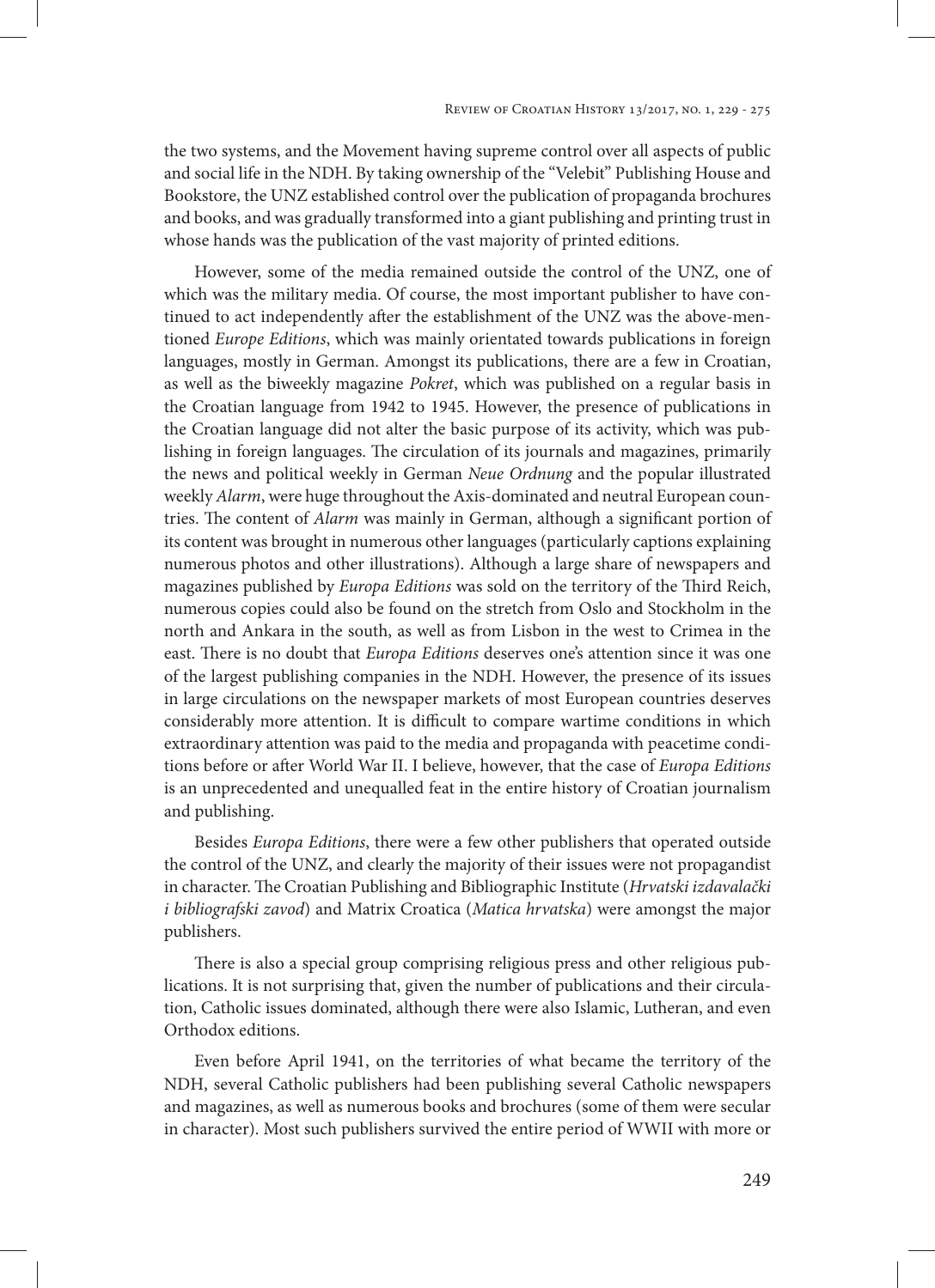the two systems, and the Movement having supreme control over all aspects of public and social life in the NDH. By taking ownership of the "Velebit" Publishing House and Bookstore, the UNZ established control over the publication of propaganda brochures and books, and was gradually transformed into a giant publishing and printing trust in whose hands was the publication of the vast majority of printed editions.

However, some of the media remained outside the control of the UNZ, one of which was the military media. Of course, the most important publisher to have continued to act independently after the establishment of the UNZ was the above-mentioned *Europe Editions*, which was mainly orientated towards publications in foreign languages, mostly in German. Amongst its publications, there are a few in Croatian, as well as the biweekly magazine *Pokret*, which was published on a regular basis in the Croatian language from 1942 to 1945. However, the presence of publications in the Croatian language did not alter the basic purpose of its activity, which was publishing in foreign languages. The circulation of its journals and magazines, primarily the news and political weekly in German *Neue Ordnung* and the popular illustrated weekly *Alarm*, were huge throughout the Axis-dominated and neutral European countries. The content of *Alarm* was mainly in German, although a significant portion of its content was brought in numerous other languages (particularly captions explaining numerous photos and other illustrations). Although a large share of newspapers and magazines published by *Europa Editions* was sold on the territory of the Third Reich, numerous copies could also be found on the stretch from Oslo and Stockholm in the north and Ankara in the south, as well as from Lisbon in the west to Crimea in the east. There is no doubt that *Europa Editions* deserves one's attention since it was one of the largest publishing companies in the NDH. However, the presence of its issues in large circulations on the newspaper markets of most European countries deserves considerably more attention. It is difficult to compare wartime conditions in which extraordinary attention was paid to the media and propaganda with peacetime conditions before or after World War II. I believe, however, that the case of *Europa Editions* is an unprecedented and unequalled feat in the entire history of Croatian journalism and publishing.

Besides *Europa Editions*, there were a few other publishers that operated outside the control of the UNZ, and clearly the majority of their issues were not propagandist in character. The Croatian Publishing and Bibliographic Institute (*Hrvatski izdavalački i bibliografski zavod*) and Matrix Croatica (*Matica hrvatska*) were amongst the major publishers.

There is also a special group comprising religious press and other religious publications. It is not surprising that, given the number of publications and their circulation, Catholic issues dominated, although there were also Islamic, Lutheran, and even Orthodox editions.

Even before April 1941, on the territories of what became the territory of the NDH, several Catholic publishers had been publishing several Catholic newspapers and magazines, as well as numerous books and brochures (some of them were secular in character). Most such publishers survived the entire period of WWII with more or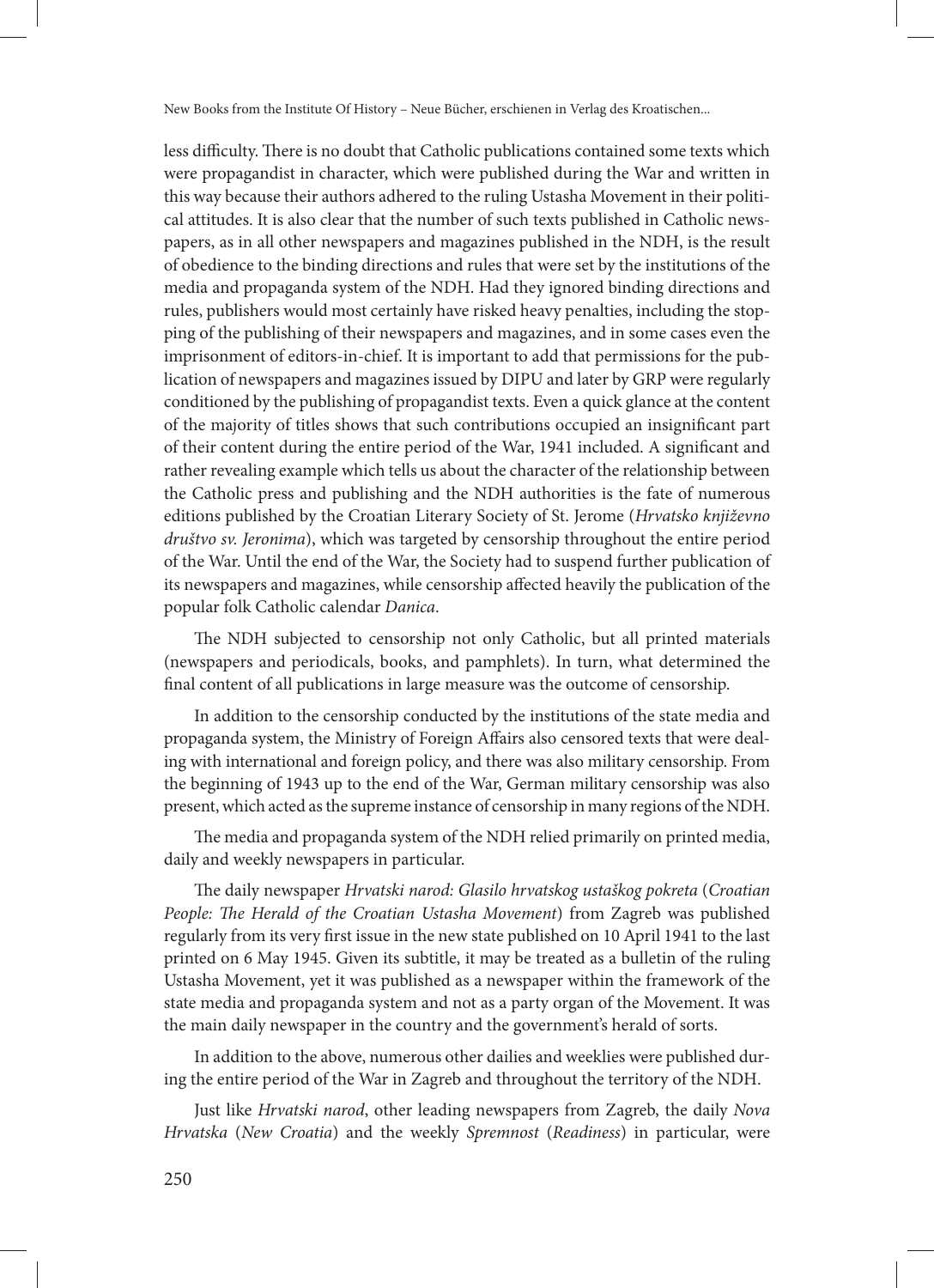less difficulty. There is no doubt that Catholic publications contained some texts which were propagandist in character, which were published during the War and written in this way because their authors adhered to the ruling Ustasha Movement in their political attitudes. It is also clear that the number of such texts published in Catholic newspapers, as in all other newspapers and magazines published in the NDH, is the result of obedience to the binding directions and rules that were set by the institutions of the media and propaganda system of the NDH. Had they ignored binding directions and rules, publishers would most certainly have risked heavy penalties, including the stopping of the publishing of their newspapers and magazines, and in some cases even the imprisonment of editors-in-chief. It is important to add that permissions for the publication of newspapers and magazines issued by DIPU and later by GRP were regularly conditioned by the publishing of propagandist texts. Even a quick glance at the content of the majority of titles shows that such contributions occupied an insignificant part of their content during the entire period of the War, 1941 included. A significant and rather revealing example which tells us about the character of the relationship between the Catholic press and publishing and the NDH authorities is the fate of numerous editions published by the Croatian Literary Society of St. Jerome (*Hrvatsko književno društvo sv. Jeronima*), which was targeted by censorship throughout the entire period of the War. Until the end of the War, the Society had to suspend further publication of its newspapers and magazines, while censorship affected heavily the publication of the popular folk Catholic calendar *Danica*.

The NDH subjected to censorship not only Catholic, but all printed materials (newspapers and periodicals, books, and pamphlets). In turn, what determined the final content of all publications in large measure was the outcome of censorship.

In addition to the censorship conducted by the institutions of the state media and propaganda system, the Ministry of Foreign Affairs also censored texts that were dealing with international and foreign policy, and there was also military censorship. From the beginning of 1943 up to the end of the War, German military censorship was also present, which acted as the supreme instance of censorship in many regions of the NDH.

The media and propaganda system of the NDH relied primarily on printed media, daily and weekly newspapers in particular.

The daily newspaper *Hrvatski narod: Glasilo hrvatskog ustaškog pokreta* (*Croatian People: The Herald of the Croatian Ustasha Movement*) from Zagreb was published regularly from its very first issue in the new state published on 10 April 1941 to the last printed on 6 May 1945. Given its subtitle, it may be treated as a bulletin of the ruling Ustasha Movement, yet it was published as a newspaper within the framework of the state media and propaganda system and not as a party organ of the Movement. It was the main daily newspaper in the country and the government's herald of sorts.

In addition to the above, numerous other dailies and weeklies were published during the entire period of the War in Zagreb and throughout the territory of the NDH.

Just like *Hrvatski narod*, other leading newspapers from Zagreb, the daily *Nova Hrvatska* (*New Croatia*) and the weekly *Spremnost* (*Readiness*) in particular, were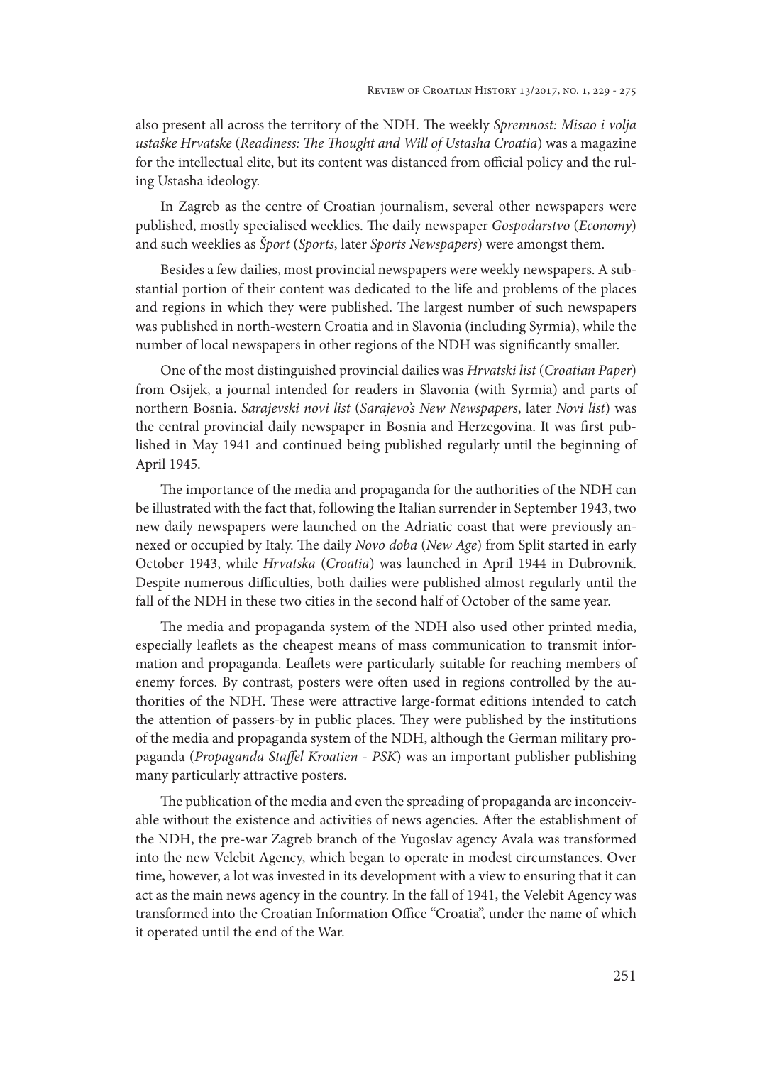also present all across the territory of the NDH. The weekly *Spremnost: Misao i volja ustaške Hrvatske* (*Readiness: The Thought and Will of Ustasha Croatia*) was a magazine for the intellectual elite, but its content was distanced from official policy and the ruling Ustasha ideology.

In Zagreb as the centre of Croatian journalism, several other newspapers were published, mostly specialised weeklies. The daily newspaper *Gospodarstvo* (*Economy*) and such weeklies as *Šport* (*Sports*, later *Sports Newspapers*) were amongst them.

Besides a few dailies, most provincial newspapers were weekly newspapers. A substantial portion of their content was dedicated to the life and problems of the places and regions in which they were published. The largest number of such newspapers was published in north-western Croatia and in Slavonia (including Syrmia), while the number of local newspapers in other regions of the NDH was significantly smaller.

One of the most distinguished provincial dailies was *Hrvatski list* (*Croatian Paper*) from Osijek, a journal intended for readers in Slavonia (with Syrmia) and parts of northern Bosnia. *Sarajevski novi list* (*Sarajevo's New Newspapers*, later *Novi list*) was the central provincial daily newspaper in Bosnia and Herzegovina. It was first published in May 1941 and continued being published regularly until the beginning of April 1945.

The importance of the media and propaganda for the authorities of the NDH can be illustrated with the fact that, following the Italian surrender in September 1943, two new daily newspapers were launched on the Adriatic coast that were previously annexed or occupied by Italy. The daily *Novo doba* (*New Age*) from Split started in early October 1943, while *Hrvatska* (*Croatia*) was launched in April 1944 in Dubrovnik. Despite numerous difficulties, both dailies were published almost regularly until the fall of the NDH in these two cities in the second half of October of the same year.

The media and propaganda system of the NDH also used other printed media, especially leaflets as the cheapest means of mass communication to transmit information and propaganda. Leaflets were particularly suitable for reaching members of enemy forces. By contrast, posters were often used in regions controlled by the authorities of the NDH. These were attractive large-format editions intended to catch the attention of passers-by in public places. They were published by the institutions of the media and propaganda system of the NDH, although the German military propaganda (*Propaganda Staffel Kroatien - PSK*) was an important publisher publishing many particularly attractive posters.

The publication of the media and even the spreading of propaganda are inconceivable without the existence and activities of news agencies. After the establishment of the NDH, the pre-war Zagreb branch of the Yugoslav agency Avala was transformed into the new Velebit Agency, which began to operate in modest circumstances. Over time, however, a lot was invested in its development with a view to ensuring that it can act as the main news agency in the country. In the fall of 1941, the Velebit Agency was transformed into the Croatian Information Office "Croatia", under the name of which it operated until the end of the War.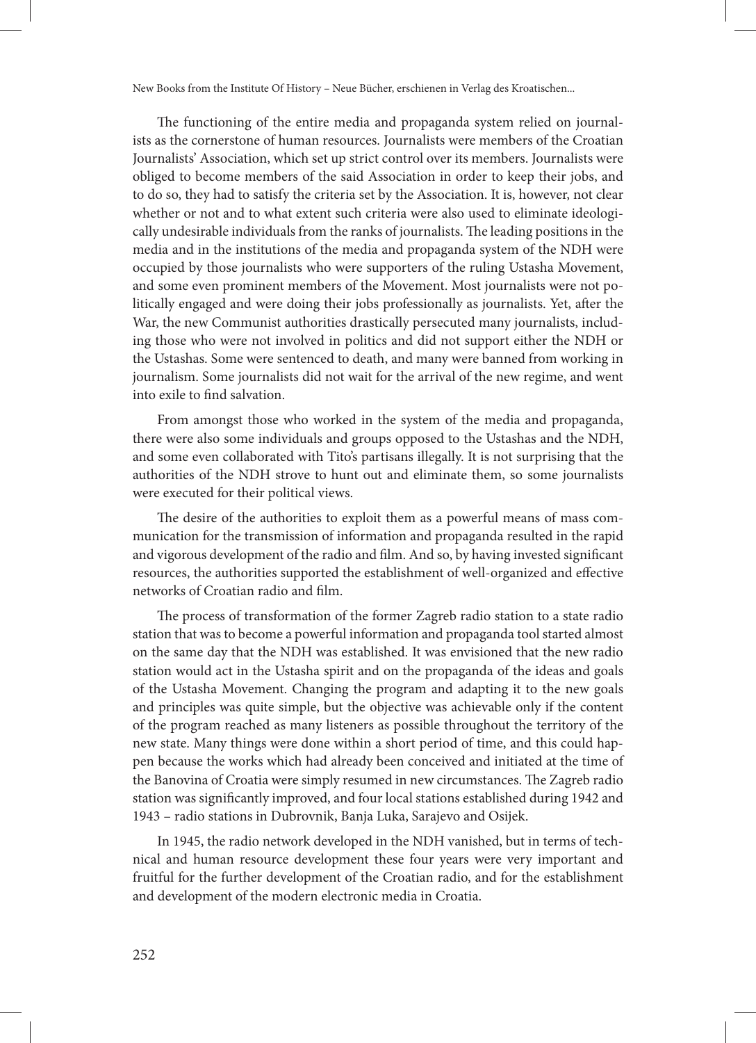The functioning of the entire media and propaganda system relied on journalists as the cornerstone of human resources. Journalists were members of the Croatian Journalists' Association, which set up strict control over its members. Journalists were obliged to become members of the said Association in order to keep their jobs, and to do so, they had to satisfy the criteria set by the Association. It is, however, not clear whether or not and to what extent such criteria were also used to eliminate ideologically undesirable individuals from the ranks of journalists. The leading positions in the media and in the institutions of the media and propaganda system of the NDH were occupied by those journalists who were supporters of the ruling Ustasha Movement, and some even prominent members of the Movement. Most journalists were not politically engaged and were doing their jobs professionally as journalists. Yet, after the War, the new Communist authorities drastically persecuted many journalists, including those who were not involved in politics and did not support either the NDH or the Ustashas. Some were sentenced to death, and many were banned from working in journalism. Some journalists did not wait for the arrival of the new regime, and went into exile to find salvation.

From amongst those who worked in the system of the media and propaganda, there were also some individuals and groups opposed to the Ustashas and the NDH, and some even collaborated with Tito's partisans illegally. It is not surprising that the authorities of the NDH strove to hunt out and eliminate them, so some journalists were executed for their political views.

The desire of the authorities to exploit them as a powerful means of mass communication for the transmission of information and propaganda resulted in the rapid and vigorous development of the radio and film. And so, by having invested significant resources, the authorities supported the establishment of well-organized and effective networks of Croatian radio and film.

The process of transformation of the former Zagreb radio station to a state radio station that was to become a powerful information and propaganda tool started almost on the same day that the NDH was established. It was envisioned that the new radio station would act in the Ustasha spirit and on the propaganda of the ideas and goals of the Ustasha Movement. Changing the program and adapting it to the new goals and principles was quite simple, but the objective was achievable only if the content of the program reached as many listeners as possible throughout the territory of the new state. Many things were done within a short period of time, and this could happen because the works which had already been conceived and initiated at the time of the Banovina of Croatia were simply resumed in new circumstances. The Zagreb radio station was significantly improved, and four local stations established during 1942 and 1943 – radio stations in Dubrovnik, Banja Luka, Sarajevo and Osijek.

In 1945, the radio network developed in the NDH vanished, but in terms of technical and human resource development these four years were very important and fruitful for the further development of the Croatian radio, and for the establishment and development of the modern electronic media in Croatia.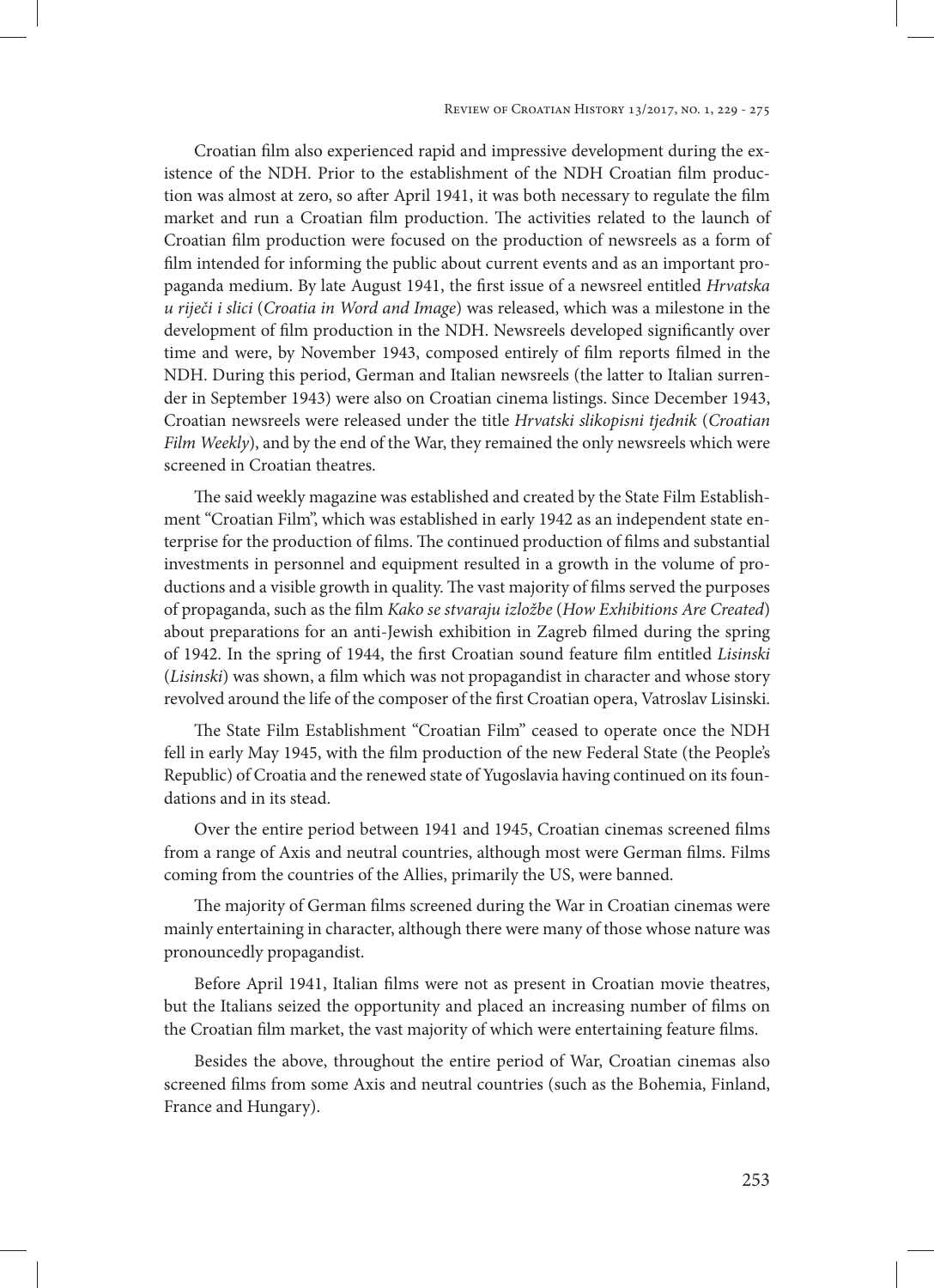Croatian film also experienced rapid and impressive development during the existence of the NDH. Prior to the establishment of the NDH Croatian film production was almost at zero, so after April 1941, it was both necessary to regulate the film market and run a Croatian film production. The activities related to the launch of Croatian film production were focused on the production of newsreels as a form of film intended for informing the public about current events and as an important propaganda medium. By late August 1941, the first issue of a newsreel entitled *Hrvatska u riječi i slici* (*Croatia in Word and Image*) was released, which was a milestone in the development of film production in the NDH. Newsreels developed significantly over time and were, by November 1943, composed entirely of film reports filmed in the NDH. During this period, German and Italian newsreels (the latter to Italian surrender in September 1943) were also on Croatian cinema listings. Since December 1943, Croatian newsreels were released under the title *Hrvatski slikopisni tjednik* (*Croatian Film Weekly*), and by the end of the War, they remained the only newsreels which were screened in Croatian theatres.

The said weekly magazine was established and created by the State Film Establishment "Croatian Film", which was established in early 1942 as an independent state enterprise for the production of films. The continued production of films and substantial investments in personnel and equipment resulted in a growth in the volume of productions and a visible growth in quality. The vast majority of films served the purposes of propaganda, such as the film *Kako se stvaraju izložbe* (*How Exhibitions Are Created*) about preparations for an anti-Jewish exhibition in Zagreb filmed during the spring of 1942. In the spring of 1944, the first Croatian sound feature film entitled *Lisinski* (*Lisinski*) was shown, a film which was not propagandist in character and whose story revolved around the life of the composer of the first Croatian opera, Vatroslav Lisinski.

The State Film Establishment "Croatian Film" ceased to operate once the NDH fell in early May 1945, with the film production of the new Federal State (the People's Republic) of Croatia and the renewed state of Yugoslavia having continued on its foundations and in its stead.

Over the entire period between 1941 and 1945, Croatian cinemas screened films from a range of Axis and neutral countries, although most were German films. Films coming from the countries of the Allies, primarily the US, were banned.

The majority of German films screened during the War in Croatian cinemas were mainly entertaining in character, although there were many of those whose nature was pronouncedly propagandist.

Before April 1941, Italian films were not as present in Croatian movie theatres, but the Italians seized the opportunity and placed an increasing number of films on the Croatian film market, the vast majority of which were entertaining feature films.

Besides the above, throughout the entire period of War, Croatian cinemas also screened films from some Axis and neutral countries (such as the Bohemia, Finland, France and Hungary).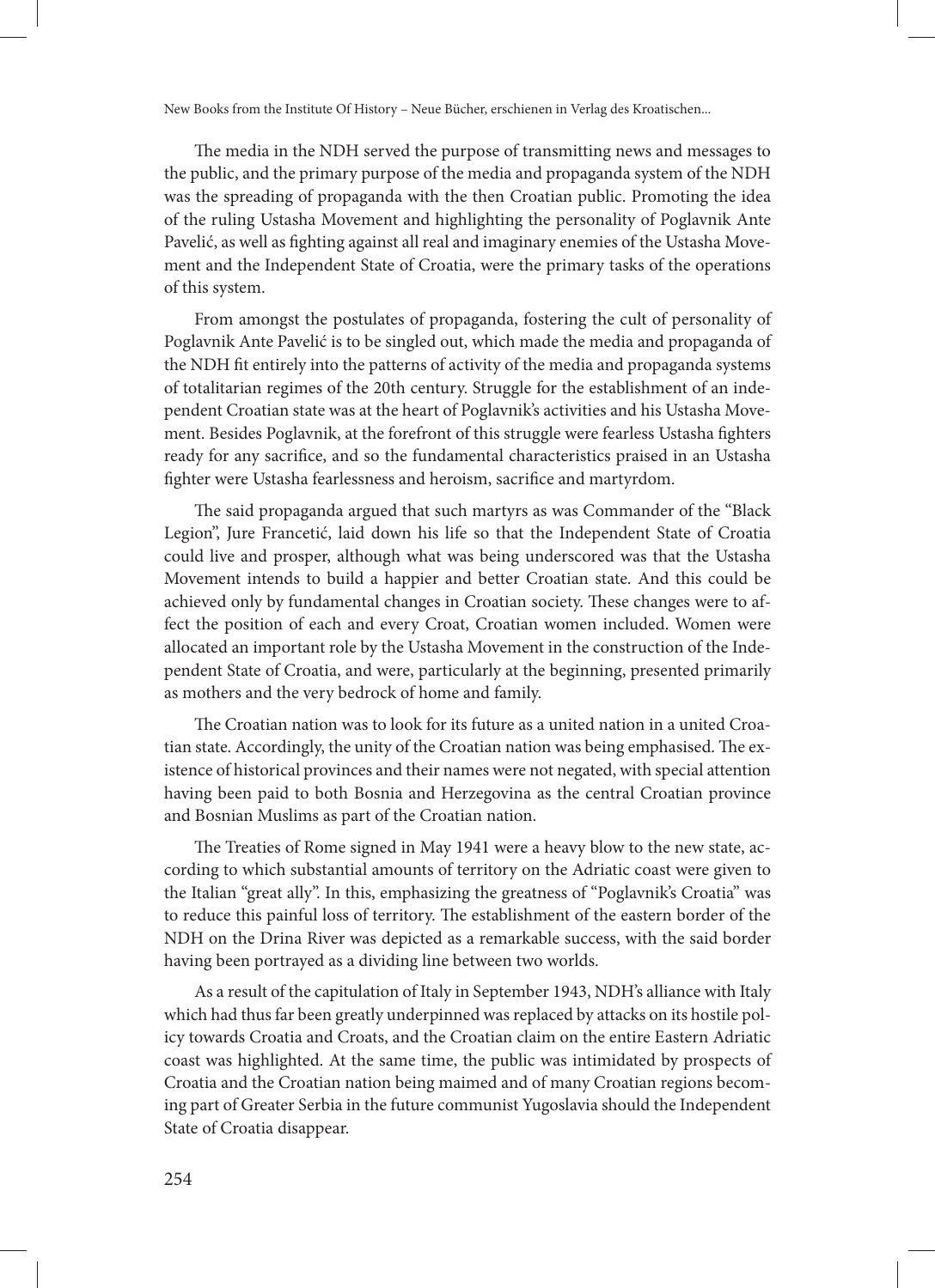The media in the NDH served the purpose of transmitting news and messages to the public, and the primary purpose of the media and propaganda system of the NDH was the spreading of propaganda with the then Croatian public. Promoting the idea of the ruling Ustasha Movement and highlighting the personality of Poglavnik Ante Pavelić, as well as fighting against all real and imaginary enemies of the Ustasha Movement and the Independent State of Croatia, were the primary tasks of the operations of this system.

From amongst the postulates of propaganda, fostering the cult of personality of Poglavnik Ante Pavelić is to be singled out, which made the media and propaganda of the NDH fit entirely into the patterns of activity of the media and propaganda systems of totalitarian regimes of the 20th century. Struggle for the establishment of an independent Croatian state was at the heart of Poglavnik's activities and his Ustasha Movement. Besides Poglavnik, at the forefront of this struggle were fearless Ustasha fighters ready for any sacrifice, and so the fundamental characteristics praised in an Ustasha fighter were Ustasha fearlessness and heroism, sacrifice and martyrdom.

The said propaganda argued that such martyrs as was Commander of the "Black Legion", Jure Francetić, laid down his life so that the Independent State of Croatia could live and prosper, although what was being underscored was that the Ustasha Movement intends to build a happier and better Croatian state. And this could be achieved only by fundamental changes in Croatian society. These changes were to affect the position of each and every Croat, Croatian women included. Women were allocated an important role by the Ustasha Movement in the construction of the Independent State of Croatia, and were, particularly at the beginning, presented primarily as mothers and the very bedrock of home and family.

The Croatian nation was to look for its future as a united nation in a united Croatian state. Accordingly, the unity of the Croatian nation was being emphasised. The existence of historical provinces and their names were not negated, with special attention having been paid to both Bosnia and Herzegovina as the central Croatian province and Bosnian Muslims as part of the Croatian nation.

The Treaties of Rome signed in May 1941 were a heavy blow to the new state, according to which substantial amounts of territory on the Adriatic coast were given to the Italian "great ally". In this, emphasizing the greatness of "Poglavnik's Croatia" was to reduce this painful loss of territory. The establishment of the eastern border of the NDH on the Drina River was depicted as a remarkable success, with the said border having been portrayed as a dividing line between two worlds.

As a result of the capitulation of Italy in September 1943, NDH's alliance with Italy which had thus far been greatly underpinned was replaced by attacks on its hostile policy towards Croatia and Croats, and the Croatian claim on the entire Eastern Adriatic coast was highlighted. At the same time, the public was intimidated by prospects of Croatia and the Croatian nation being maimed and of many Croatian regions becoming part of Greater Serbia in the future communist Yugoslavia should the Independent State of Croatia disappear.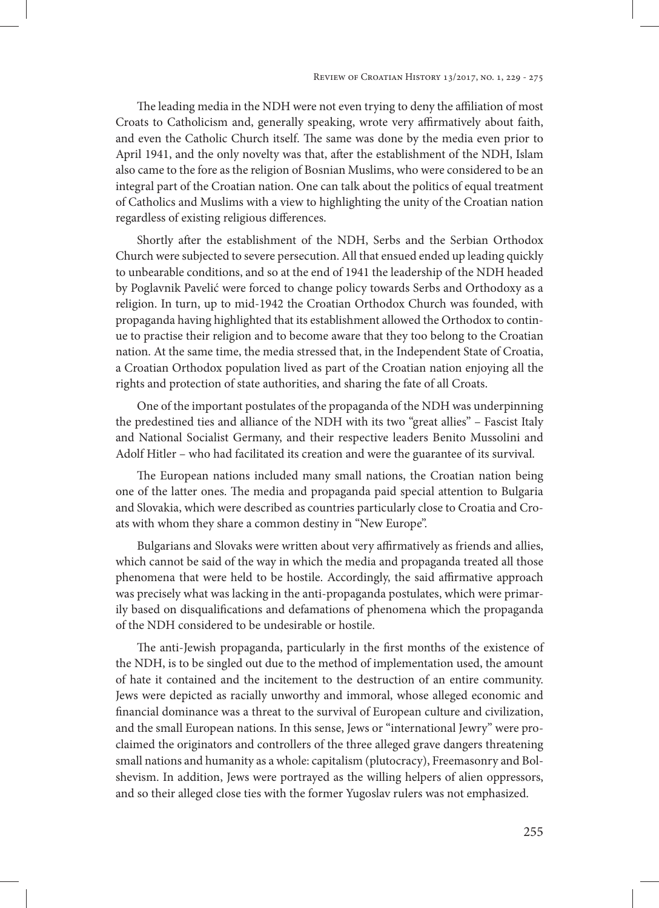The leading media in the NDH were not even trying to deny the affiliation of most Croats to Catholicism and, generally speaking, wrote very affirmatively about faith, and even the Catholic Church itself. The same was done by the media even prior to April 1941, and the only novelty was that, after the establishment of the NDH, Islam also came to the fore as the religion of Bosnian Muslims, who were considered to be an integral part of the Croatian nation. One can talk about the politics of equal treatment of Catholics and Muslims with a view to highlighting the unity of the Croatian nation regardless of existing religious differences.

Shortly after the establishment of the NDH, Serbs and the Serbian Orthodox Church were subjected to severe persecution. All that ensued ended up leading quickly to unbearable conditions, and so at the end of 1941 the leadership of the NDH headed by Poglavnik Pavelić were forced to change policy towards Serbs and Orthodoxy as a religion. In turn, up to mid-1942 the Croatian Orthodox Church was founded, with propaganda having highlighted that its establishment allowed the Orthodox to continue to practise their religion and to become aware that they too belong to the Croatian nation. At the same time, the media stressed that, in the Independent State of Croatia, a Croatian Orthodox population lived as part of the Croatian nation enjoying all the rights and protection of state authorities, and sharing the fate of all Croats.

One of the important postulates of the propaganda of the NDH was underpinning the predestined ties and alliance of the NDH with its two "great allies" – Fascist Italy and National Socialist Germany, and their respective leaders Benito Mussolini and Adolf Hitler – who had facilitated its creation and were the guarantee of its survival.

The European nations included many small nations, the Croatian nation being one of the latter ones. The media and propaganda paid special attention to Bulgaria and Slovakia, which were described as countries particularly close to Croatia and Croats with whom they share a common destiny in "New Europe".

Bulgarians and Slovaks were written about very affirmatively as friends and allies, which cannot be said of the way in which the media and propaganda treated all those phenomena that were held to be hostile. Accordingly, the said affirmative approach was precisely what was lacking in the anti-propaganda postulates, which were primarily based on disqualifications and defamations of phenomena which the propaganda of the NDH considered to be undesirable or hostile.

The anti-Jewish propaganda, particularly in the first months of the existence of the NDH, is to be singled out due to the method of implementation used, the amount of hate it contained and the incitement to the destruction of an entire community. Jews were depicted as racially unworthy and immoral, whose alleged economic and financial dominance was a threat to the survival of European culture and civilization, and the small European nations. In this sense, Jews or "international Jewry" were proclaimed the originators and controllers of the three alleged grave dangers threatening small nations and humanity as a whole: capitalism (plutocracy), Freemasonry and Bolshevism. In addition, Jews were portrayed as the willing helpers of alien oppressors, and so their alleged close ties with the former Yugoslav rulers was not emphasized.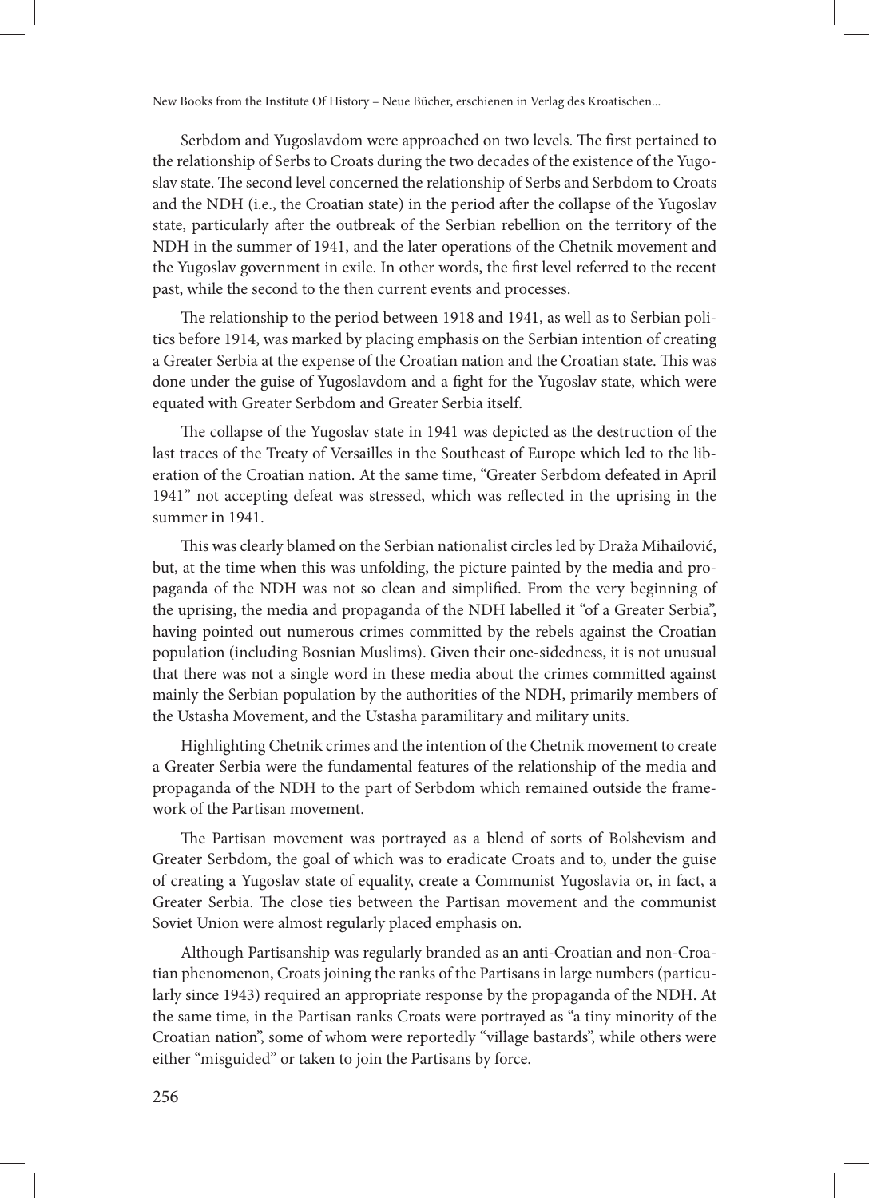Serbdom and Yugoslavdom were approached on two levels. The first pertained to the relationship of Serbs to Croats during the two decades of the existence of the Yugoslav state. The second level concerned the relationship of Serbs and Serbdom to Croats and the NDH (i.e., the Croatian state) in the period after the collapse of the Yugoslav state, particularly after the outbreak of the Serbian rebellion on the territory of the NDH in the summer of 1941, and the later operations of the Chetnik movement and the Yugoslav government in exile. In other words, the first level referred to the recent past, while the second to the then current events and processes.

The relationship to the period between 1918 and 1941, as well as to Serbian politics before 1914, was marked by placing emphasis on the Serbian intention of creating a Greater Serbia at the expense of the Croatian nation and the Croatian state. This was done under the guise of Yugoslavdom and a fight for the Yugoslav state, which were equated with Greater Serbdom and Greater Serbia itself.

The collapse of the Yugoslav state in 1941 was depicted as the destruction of the last traces of the Treaty of Versailles in the Southeast of Europe which led to the liberation of the Croatian nation. At the same time, "Greater Serbdom defeated in April 1941" not accepting defeat was stressed, which was reflected in the uprising in the summer in 1941.

This was clearly blamed on the Serbian nationalist circles led by Draža Mihailović, but, at the time when this was unfolding, the picture painted by the media and propaganda of the NDH was not so clean and simplified. From the very beginning of the uprising, the media and propaganda of the NDH labelled it "of a Greater Serbia", having pointed out numerous crimes committed by the rebels against the Croatian population (including Bosnian Muslims). Given their one-sidedness, it is not unusual that there was not a single word in these media about the crimes committed against mainly the Serbian population by the authorities of the NDH, primarily members of the Ustasha Movement, and the Ustasha paramilitary and military units.

Highlighting Chetnik crimes and the intention of the Chetnik movement to create a Greater Serbia were the fundamental features of the relationship of the media and propaganda of the NDH to the part of Serbdom which remained outside the framework of the Partisan movement.

The Partisan movement was portrayed as a blend of sorts of Bolshevism and Greater Serbdom, the goal of which was to eradicate Croats and to, under the guise of creating a Yugoslav state of equality, create a Communist Yugoslavia or, in fact, a Greater Serbia. The close ties between the Partisan movement and the communist Soviet Union were almost regularly placed emphasis on.

Although Partisanship was regularly branded as an anti-Croatian and non-Croatian phenomenon, Croats joining the ranks of the Partisans in large numbers (particularly since 1943) required an appropriate response by the propaganda of the NDH. At the same time, in the Partisan ranks Croats were portrayed as "a tiny minority of the Croatian nation", some of whom were reportedly "village bastards", while others were either "misguided" or taken to join the Partisans by force.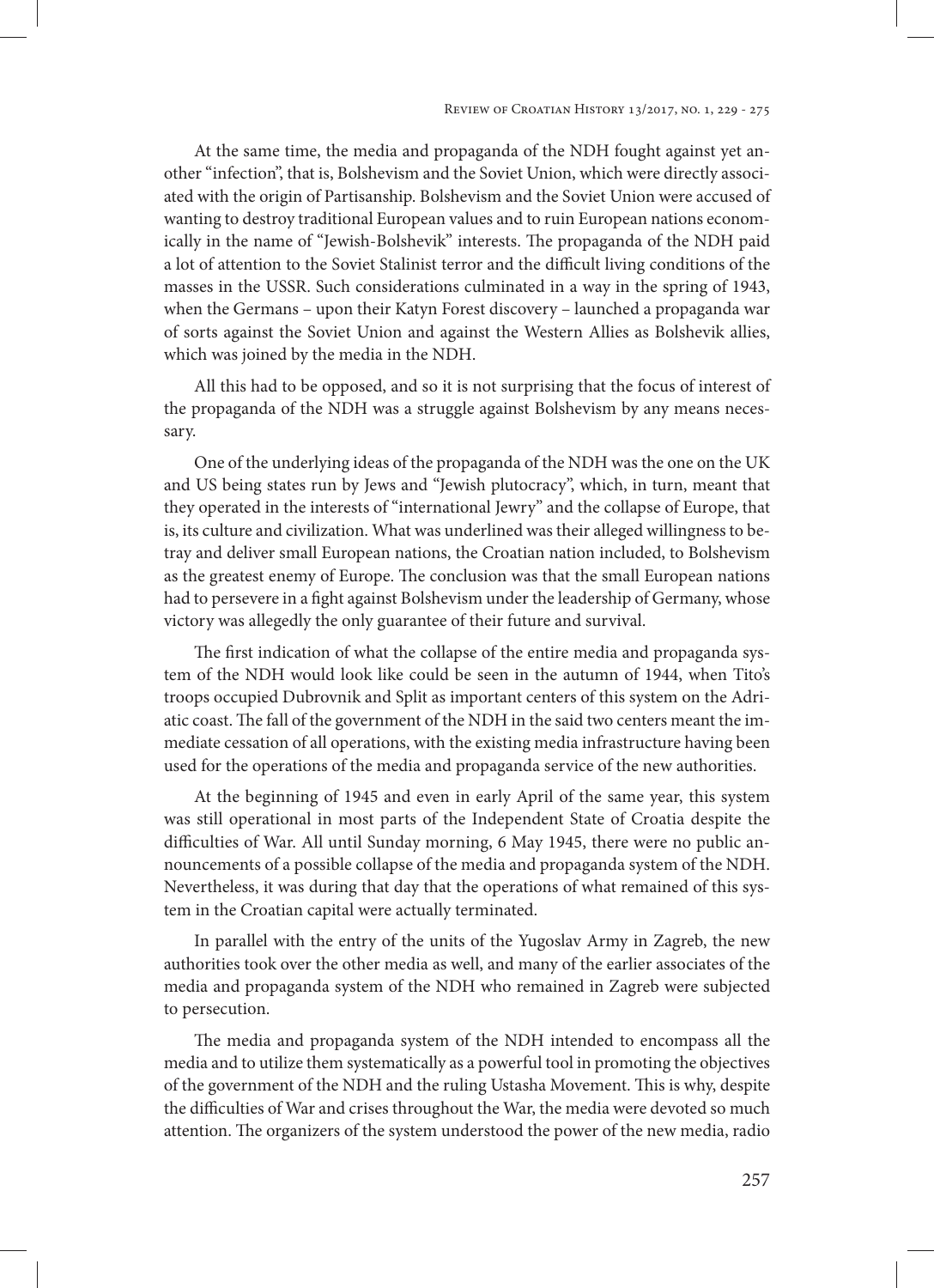At the same time, the media and propaganda of the NDH fought against yet another "infection", that is, Bolshevism and the Soviet Union, which were directly associated with the origin of Partisanship. Bolshevism and the Soviet Union were accused of wanting to destroy traditional European values and to ruin European nations economically in the name of "Jewish-Bolshevik" interests. The propaganda of the NDH paid a lot of attention to the Soviet Stalinist terror and the difficult living conditions of the masses in the USSR. Such considerations culminated in a way in the spring of 1943, when the Germans – upon their Katyn Forest discovery – launched a propaganda war of sorts against the Soviet Union and against the Western Allies as Bolshevik allies, which was joined by the media in the NDH.

All this had to be opposed, and so it is not surprising that the focus of interest of the propaganda of the NDH was a struggle against Bolshevism by any means necessary.

One of the underlying ideas of the propaganda of the NDH was the one on the UK and US being states run by Jews and "Jewish plutocracy", which, in turn, meant that they operated in the interests of "international Jewry" and the collapse of Europe, that is, its culture and civilization. What was underlined was their alleged willingness to betray and deliver small European nations, the Croatian nation included, to Bolshevism as the greatest enemy of Europe. The conclusion was that the small European nations had to persevere in a fight against Bolshevism under the leadership of Germany, whose victory was allegedly the only guarantee of their future and survival.

The first indication of what the collapse of the entire media and propaganda system of the NDH would look like could be seen in the autumn of 1944, when Tito's troops occupied Dubrovnik and Split as important centers of this system on the Adriatic coast. The fall of the government of the NDH in the said two centers meant the immediate cessation of all operations, with the existing media infrastructure having been used for the operations of the media and propaganda service of the new authorities.

At the beginning of 1945 and even in early April of the same year, this system was still operational in most parts of the Independent State of Croatia despite the difficulties of War. All until Sunday morning, 6 May 1945, there were no public announcements of a possible collapse of the media and propaganda system of the NDH. Nevertheless, it was during that day that the operations of what remained of this system in the Croatian capital were actually terminated.

In parallel with the entry of the units of the Yugoslav Army in Zagreb, the new authorities took over the other media as well, and many of the earlier associates of the media and propaganda system of the NDH who remained in Zagreb were subjected to persecution.

The media and propaganda system of the NDH intended to encompass all the media and to utilize them systematically as a powerful tool in promoting the objectives of the government of the NDH and the ruling Ustasha Movement. This is why, despite the difficulties of War and crises throughout the War, the media were devoted so much attention. The organizers of the system understood the power of the new media, radio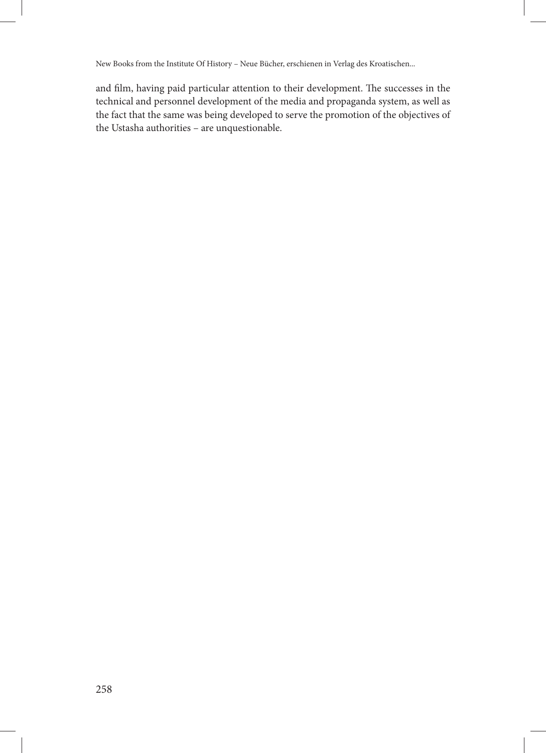and film, having paid particular attention to their development. The successes in the technical and personnel development of the media and propaganda system, as well as the fact that the same was being developed to serve the promotion of the objectives of the Ustasha authorities – are unquestionable.